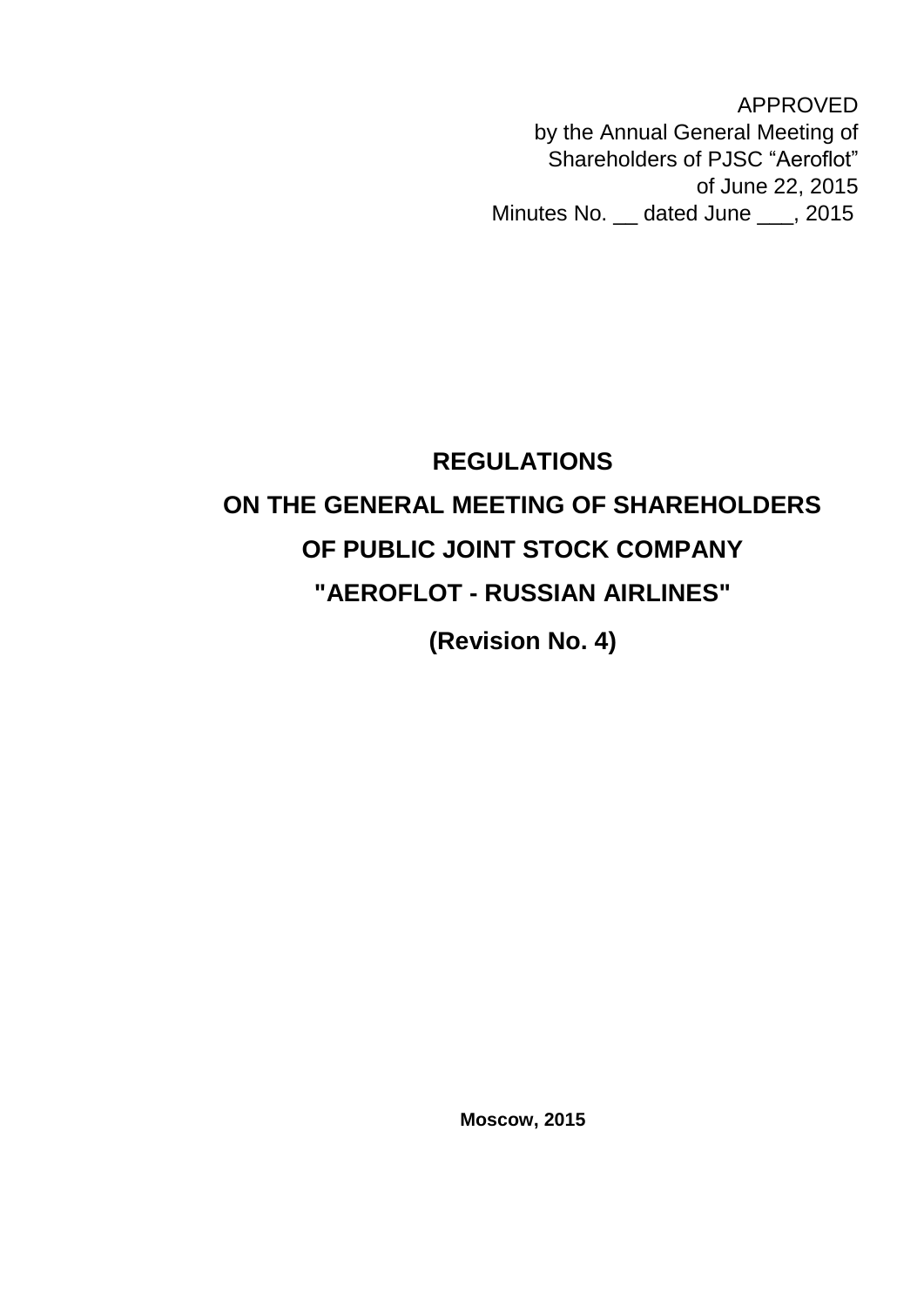APPROVED
by the Annual General Meeting of
Shareholders of PJSC "Aeroflot"
of June 22, 2015
Minutes No. __ dated June ___, 2015

# REGULATIONS
# ON THE GENERAL MEETING OF SHAREHOLDERS
# OF PUBLIC JOINT STOCK COMPANY
# "AEROFLOT - RUSSIAN AIRLINES"
# (Revision No. 4)

**Moscow, 2015**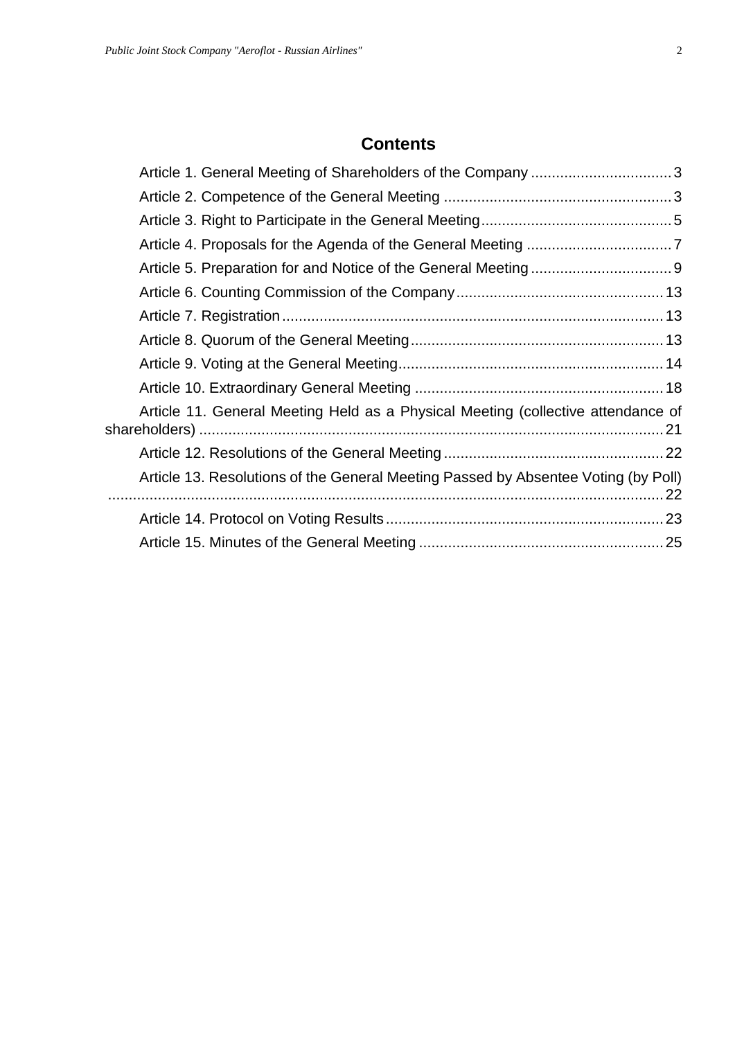## Contents

Article 1. General Meeting of Shareholders of the Company .................................. 3

Article 2. Competence of the General Meeting ....................................................... 3

Article 3. Right to Participate in the General Meeting............................................. 5

Article 4. Proposals for the Agenda of the General Meeting ................................... 7

Article 5. Preparation for and Notice of the General Meeting .................................. 9

Article 6. Counting Commission of the Company.................................................. 13

Article 7. Registration ............................................................................................ 13

Article 8. Quorum of the General Meeting ............................................................. 13

Article 9. Voting at the General Meeting................................................................. 14

Article 10. Extraordinary General Meeting ............................................................. 18

Article 11. General Meeting Held as a Physical Meeting (collective attendance of shareholders) ................................................................................................................ 21

Article 12. Resolutions of the General Meeting ...................................................... 22

Article 13. Resolutions of the General Meeting Passed by Absentee Voting (by Poll) ..................................................................................................................... 22

Article 14. Protocol on Voting Results .................................................................... 23

Article 15. Minutes of the General Meeting ............................................................ 25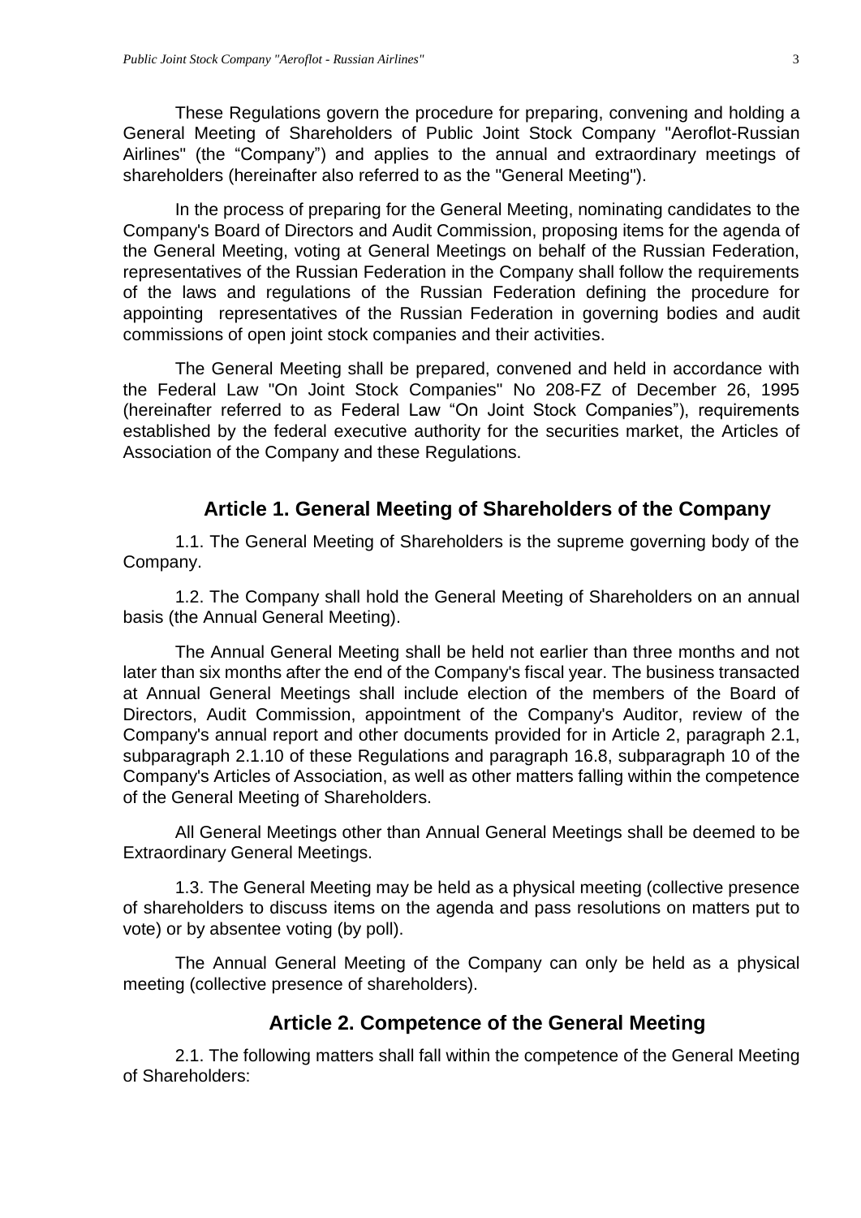These Regulations govern the procedure for preparing, convening and holding a General Meeting of Shareholders of Public Joint Stock Company "Aeroflot-Russian Airlines" (the “Company”) and applies to the annual and extraordinary meetings of shareholders (hereinafter also referred to as the "General Meeting").

In the process of preparing for the General Meeting, nominating candidates to the Company's Board of Directors and Audit Commission, proposing items for the agenda of the General Meeting, voting at General Meetings on behalf of the Russian Federation, representatives of the Russian Federation in the Company shall follow the requirements of the laws and regulations of the Russian Federation defining the procedure for appointing representatives of the Russian Federation in governing bodies and audit commissions of open joint stock companies and their activities.

The General Meeting shall be prepared, convened and held in accordance with the Federal Law "On Joint Stock Companies" No 208-FZ of December 26, 1995 (hereinafter referred to as Federal Law “On Joint Stock Companies”), requirements established by the federal executive authority for the securities market, the Articles of Association of the Company and these Regulations.

## Article 1. General Meeting of Shareholders of the Company

1.1. The General Meeting of Shareholders is the supreme governing body of the Company.

1.2. The Company shall hold the General Meeting of Shareholders on an annual basis (the Annual General Meeting).

The Annual General Meeting shall be held not earlier than three months and not later than six months after the end of the Company's fiscal year. The business transacted at Annual General Meetings shall include election of the members of the Board of Directors, Audit Commission, appointment of the Company's Auditor, review of the Company's annual report and other documents provided for in Article 2, paragraph 2.1, subparagraph 2.1.10 of these Regulations and paragraph 16.8, subparagraph 10 of the Company's Articles of Association, as well as other matters falling within the competence of the General Meeting of Shareholders.

All General Meetings other than Annual General Meetings shall be deemed to be Extraordinary General Meetings.

1.3. The General Meeting may be held as a physical meeting (collective presence of shareholders to discuss items on the agenda and pass resolutions on matters put to vote) or by absentee voting (by poll).

The Annual General Meeting of the Company can only be held as a physical meeting (collective presence of shareholders).

## Article 2. Competence of the General Meeting

2.1. The following matters shall fall within the competence of the General Meeting of Shareholders: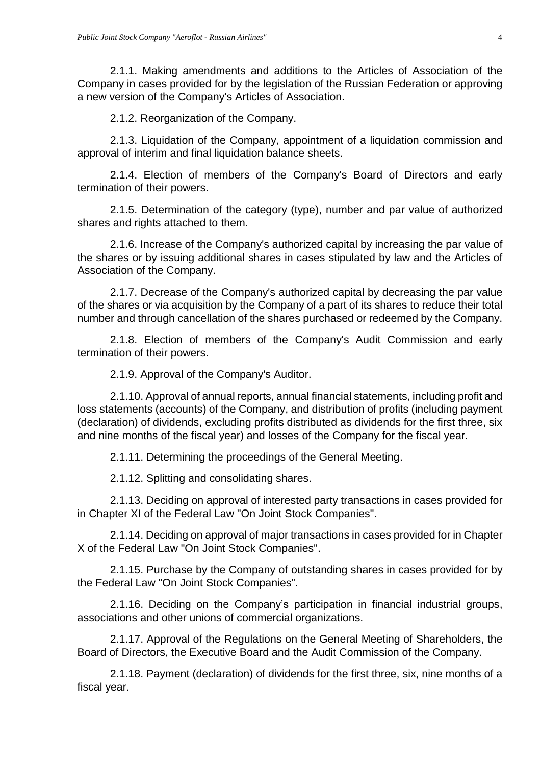2.1.1. Making amendments and additions to the Articles of Association of the Company in cases provided for by the legislation of the Russian Federation or approving a new version of the Company's Articles of Association.

2.1.2. Reorganization of the Company.

2.1.3. Liquidation of the Company, appointment of a liquidation commission and approval of interim and final liquidation balance sheets.

2.1.4. Election of members of the Company's Board of Directors and early termination of their powers.

2.1.5. Determination of the category (type), number and par value of authorized shares and rights attached to them.

2.1.6. Increase of the Company's authorized capital by increasing the par value of the shares or by issuing additional shares in cases stipulated by law and the Articles of Association of the Company.

2.1.7. Decrease of the Company's authorized capital by decreasing the par value of the shares or via acquisition by the Company of a part of its shares to reduce their total number and through cancellation of the shares purchased or redeemed by the Company.

2.1.8. Election of members of the Company's Audit Commission and early termination of their powers.

2.1.9. Approval of the Company's Auditor.

2.1.10. Approval of annual reports, annual financial statements, including profit and loss statements (accounts) of the Company, and distribution of profits (including payment (declaration) of dividends, excluding profits distributed as dividends for the first three, six and nine months of the fiscal year) and losses of the Company for the fiscal year.

2.1.11. Determining the proceedings of the General Meeting.

2.1.12. Splitting and consolidating shares.

2.1.13. Deciding on approval of interested party transactions in cases provided for in Chapter XI of the Federal Law "On Joint Stock Companies".

2.1.14. Deciding on approval of major transactions in cases provided for in Chapter X of the Federal Law "On Joint Stock Companies".

2.1.15. Purchase by the Company of outstanding shares in cases provided for by the Federal Law "On Joint Stock Companies".

2.1.16. Deciding on the Company's participation in financial industrial groups, associations and other unions of commercial organizations.

2.1.17. Approval of the Regulations on the General Meeting of Shareholders, the Board of Directors, the Executive Board and the Audit Commission of the Company.

2.1.18. Payment (declaration) of dividends for the first three, six, nine months of a fiscal year.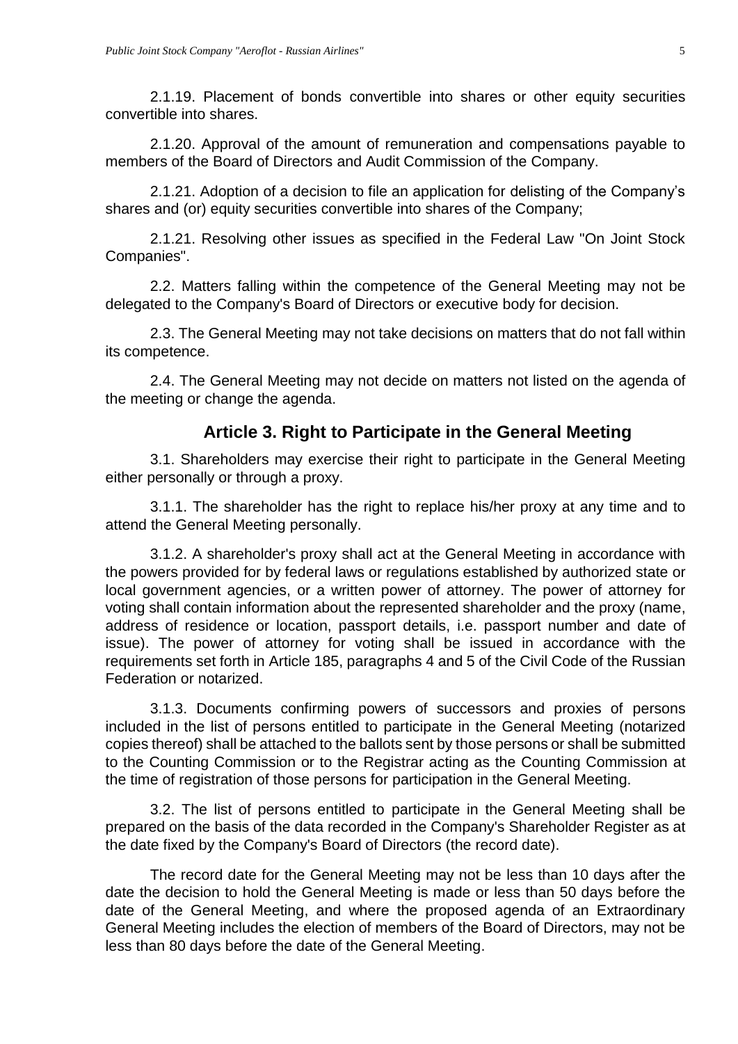2.1.19. Placement of bonds convertible into shares or other equity securities convertible into shares.

2.1.20. Approval of the amount of remuneration and compensations payable to members of the Board of Directors and Audit Commission of the Company.

2.1.21. Adoption of a decision to file an application for delisting of the Company's shares and (or) equity securities convertible into shares of the Company;

2.1.21. Resolving other issues as specified in the Federal Law "On Joint Stock Companies".

2.2. Matters falling within the competence of the General Meeting may not be delegated to the Company's Board of Directors or executive body for decision.

2.3. The General Meeting may not take decisions on matters that do not fall within its competence.

2.4. The General Meeting may not decide on matters not listed on the agenda of the meeting or change the agenda.

## Article 3. Right to Participate in the General Meeting

3.1. Shareholders may exercise their right to participate in the General Meeting either personally or through a proxy.

3.1.1. The shareholder has the right to replace his/her proxy at any time and to attend the General Meeting personally.

3.1.2. A shareholder's proxy shall act at the General Meeting in accordance with the powers provided for by federal laws or regulations established by authorized state or local government agencies, or a written power of attorney. The power of attorney for voting shall contain information about the represented shareholder and the proxy (name, address of residence or location, passport details, i.e. passport number and date of issue). The power of attorney for voting shall be issued in accordance with the requirements set forth in Article 185, paragraphs 4 and 5 of the Civil Code of the Russian Federation or notarized.

3.1.3. Documents confirming powers of successors and proxies of persons included in the list of persons entitled to participate in the General Meeting (notarized copies thereof) shall be attached to the ballots sent by those persons or shall be submitted to the Counting Commission or to the Registrar acting as the Counting Commission at the time of registration of those persons for participation in the General Meeting.

3.2. The list of persons entitled to participate in the General Meeting shall be prepared on the basis of the data recorded in the Company's Shareholder Register as at the date fixed by the Company's Board of Directors (the record date).

The record date for the General Meeting may not be less than 10 days after the date the decision to hold the General Meeting is made or less than 50 days before the date of the General Meeting, and where the proposed agenda of an Extraordinary General Meeting includes the election of members of the Board of Directors, may not be less than 80 days before the date of the General Meeting.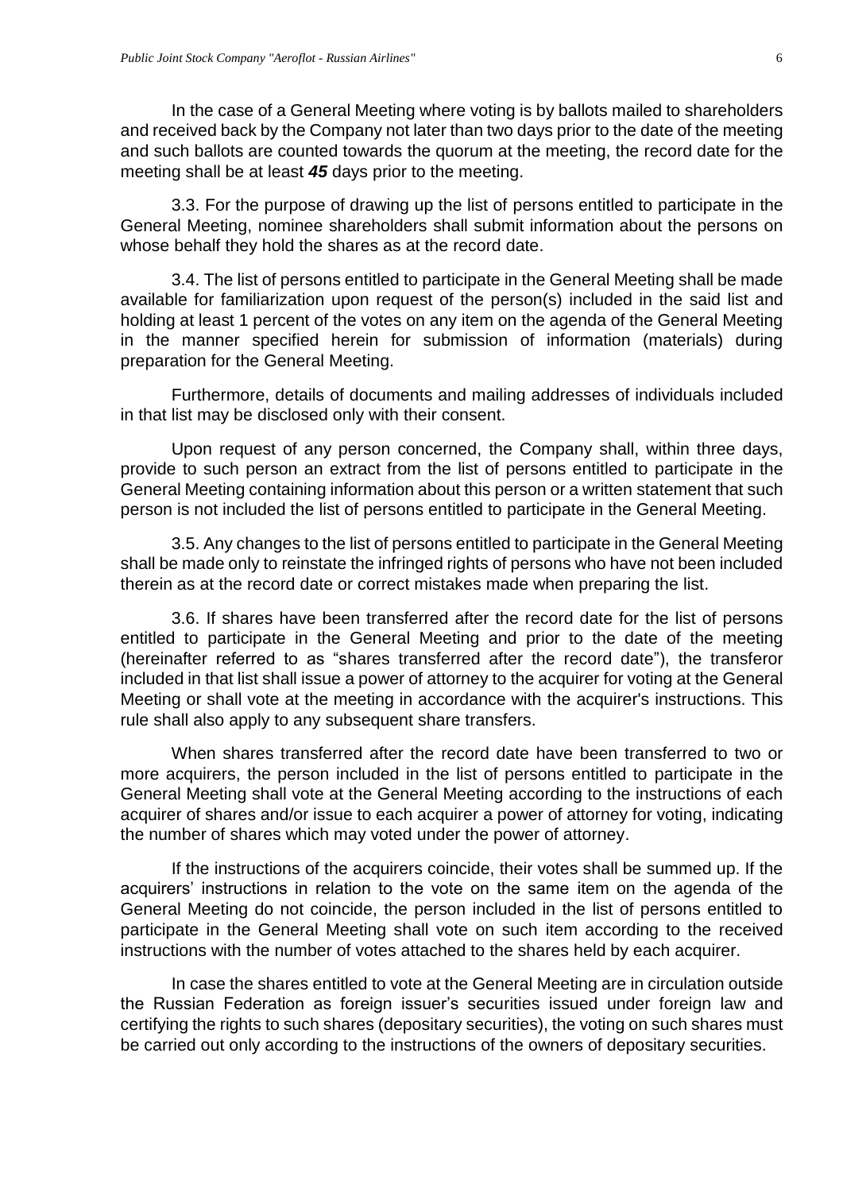In the case of a General Meeting where voting is by ballots mailed to shareholders and received back by the Company not later than two days prior to the date of the meeting and such ballots are counted towards the quorum at the meeting, the record date for the meeting shall be at least ***45*** days prior to the meeting.

3.3. For the purpose of drawing up the list of persons entitled to participate in the General Meeting, nominee shareholders shall submit information about the persons on whose behalf they hold the shares as at the record date.

3.4. The list of persons entitled to participate in the General Meeting shall be made available for familiarization upon request of the person(s) included in the said list and holding at least 1 percent of the votes on any item on the agenda of the General Meeting in the manner specified herein for submission of information (materials) during preparation for the General Meeting.

Furthermore, details of documents and mailing addresses of individuals included in that list may be disclosed only with their consent.

Upon request of any person concerned, the Company shall, within three days, provide to such person an extract from the list of persons entitled to participate in the General Meeting containing information about this person or a written statement that such person is not included the list of persons entitled to participate in the General Meeting.

3.5. Any changes to the list of persons entitled to participate in the General Meeting shall be made only to reinstate the infringed rights of persons who have not been included therein as at the record date or correct mistakes made when preparing the list.

3.6. If shares have been transferred after the record date for the list of persons entitled to participate in the General Meeting and prior to the date of the meeting (hereinafter referred to as "shares transferred after the record date"), the transferor included in that list shall issue a power of attorney to the acquirer for voting at the General Meeting or shall vote at the meeting in accordance with the acquirer's instructions. This rule shall also apply to any subsequent share transfers.

When shares transferred after the record date have been transferred to two or more acquirers, the person included in the list of persons entitled to participate in the General Meeting shall vote at the General Meeting according to the instructions of each acquirer of shares and/or issue to each acquirer a power of attorney for voting, indicating the number of shares which may voted under the power of attorney.

If the instructions of the acquirers coincide, their votes shall be summed up. If the acquirers' instructions in relation to the vote on the same item on the agenda of the General Meeting do not coincide, the person included in the list of persons entitled to participate in the General Meeting shall vote on such item according to the received instructions with the number of votes attached to the shares held by each acquirer.

In case the shares entitled to vote at the General Meeting are in circulation outside the Russian Federation as foreign issuer's securities issued under foreign law and certifying the rights to such shares (depositary securities), the voting on such shares must be carried out only according to the instructions of the owners of depositary securities.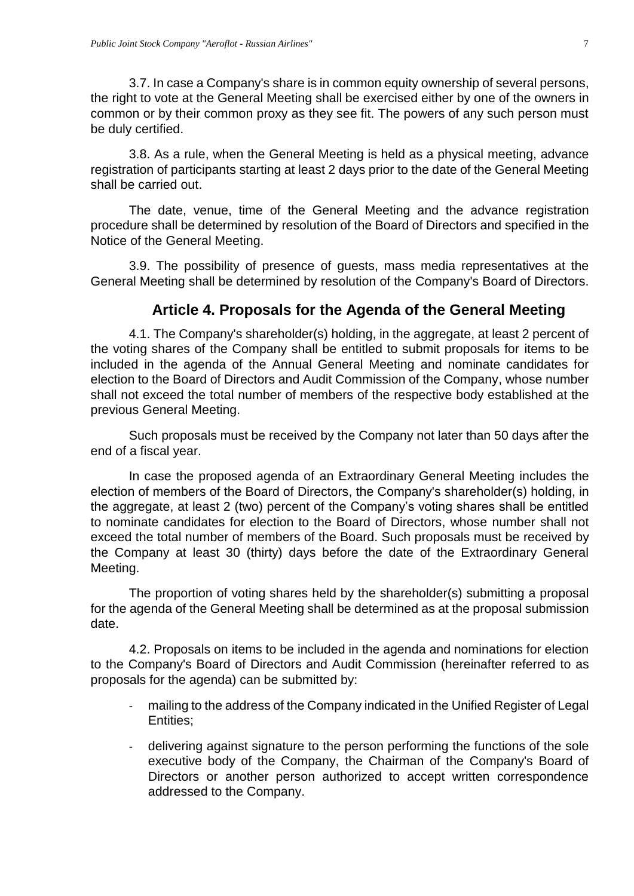3.7. In case a Company's share is in common equity ownership of several persons, the right to vote at the General Meeting shall be exercised either by one of the owners in common or by their common proxy as they see fit. The powers of any such person must be duly certified.

3.8. As a rule, when the General Meeting is held as a physical meeting, advance registration of participants starting at least 2 days prior to the date of the General Meeting shall be carried out.

The date, venue, time of the General Meeting and the advance registration procedure shall be determined by resolution of the Board of Directors and specified in the Notice of the General Meeting.

3.9. The possibility of presence of guests, mass media representatives at the General Meeting shall be determined by resolution of the Company's Board of Directors.

## Article 4. Proposals for the Agenda of the General Meeting

4.1. The Company's shareholder(s) holding, in the aggregate, at least 2 percent of the voting shares of the Company shall be entitled to submit proposals for items to be included in the agenda of the Annual General Meeting and nominate candidates for election to the Board of Directors and Audit Commission of the Company, whose number shall not exceed the total number of members of the respective body established at the previous General Meeting.

Such proposals must be received by the Company not later than 50 days after the end of a fiscal year.

In case the proposed agenda of an Extraordinary General Meeting includes the election of members of the Board of Directors, the Company's shareholder(s) holding, in the aggregate, at least 2 (two) percent of the Company's voting shares shall be entitled to nominate candidates for election to the Board of Directors, whose number shall not exceed the total number of members of the Board. Such proposals must be received by the Company at least 30 (thirty) days before the date of the Extraordinary General Meeting.

The proportion of voting shares held by the shareholder(s) submitting a proposal for the agenda of the General Meeting shall be determined as at the proposal submission date.

4.2. Proposals on items to be included in the agenda and nominations for election to the Company's Board of Directors and Audit Commission (hereinafter referred to as proposals for the agenda) can be submitted by:

- mailing to the address of the Company indicated in the Unified Register of Legal Entities;
- delivering against signature to the person performing the functions of the sole executive body of the Company, the Chairman of the Company's Board of Directors or another person authorized to accept written correspondence addressed to the Company.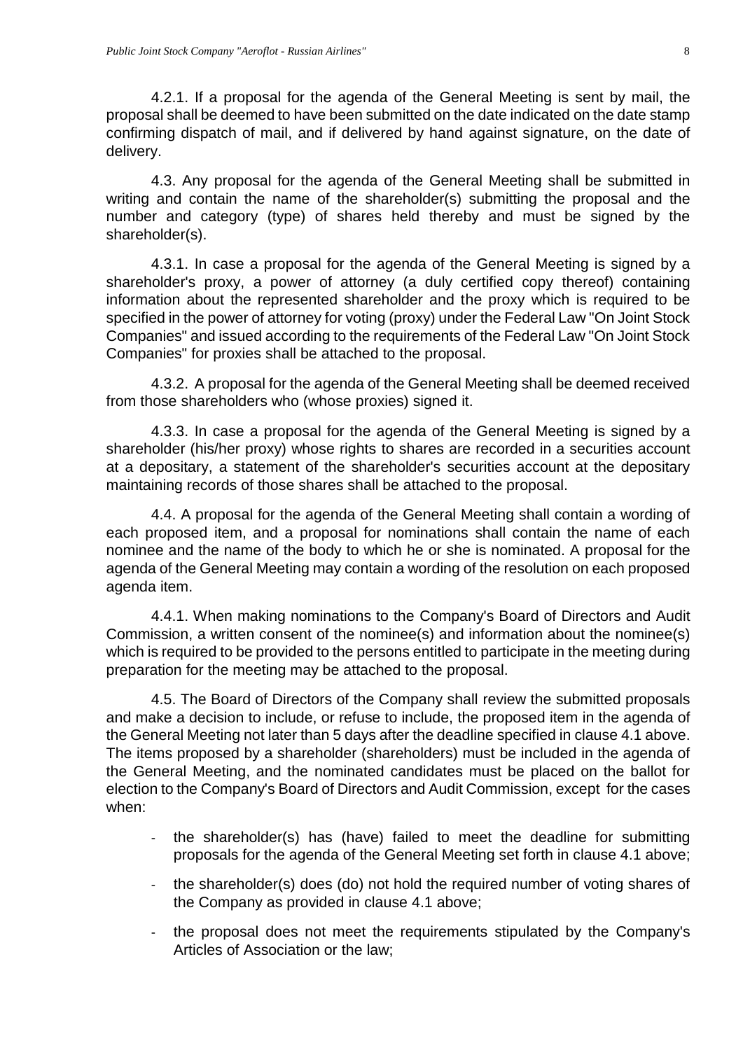4.2.1. If a proposal for the agenda of the General Meeting is sent by mail, the proposal shall be deemed to have been submitted on the date indicated on the date stamp confirming dispatch of mail, and if delivered by hand against signature, on the date of delivery.

4.3. Any proposal for the agenda of the General Meeting shall be submitted in writing and contain the name of the shareholder(s) submitting the proposal and the number and category (type) of shares held thereby and must be signed by the shareholder(s).

4.3.1. In case a proposal for the agenda of the General Meeting is signed by a shareholder's proxy, a power of attorney (a duly certified copy thereof) containing information about the represented shareholder and the proxy which is required to be specified in the power of attorney for voting (proxy) under the Federal Law "On Joint Stock Companies" and issued according to the requirements of the Federal Law "On Joint Stock Companies" for proxies shall be attached to the proposal.

4.3.2. A proposal for the agenda of the General Meeting shall be deemed received from those shareholders who (whose proxies) signed it.

4.3.3. In case a proposal for the agenda of the General Meeting is signed by a shareholder (his/her proxy) whose rights to shares are recorded in a securities account at a depositary, a statement of the shareholder's securities account at the depositary maintaining records of those shares shall be attached to the proposal.

4.4. A proposal for the agenda of the General Meeting shall contain a wording of each proposed item, and a proposal for nominations shall contain the name of each nominee and the name of the body to which he or she is nominated. A proposal for the agenda of the General Meeting may contain a wording of the resolution on each proposed agenda item.

4.4.1. When making nominations to the Company's Board of Directors and Audit Commission, a written consent of the nominee(s) and information about the nominee(s) which is required to be provided to the persons entitled to participate in the meeting during preparation for the meeting may be attached to the proposal.

4.5. The Board of Directors of the Company shall review the submitted proposals and make a decision to include, or refuse to include, the proposed item in the agenda of the General Meeting not later than 5 days after the deadline specified in clause 4.1 above. The items proposed by a shareholder (shareholders) must be included in the agenda of the General Meeting, and the nominated candidates must be placed on the ballot for election to the Company's Board of Directors and Audit Commission, except for the cases when:

- the shareholder(s) has (have) failed to meet the deadline for submitting proposals for the agenda of the General Meeting set forth in clause 4.1 above;
- the shareholder(s) does (do) not hold the required number of voting shares of the Company as provided in clause 4.1 above;
- the proposal does not meet the requirements stipulated by the Company's Articles of Association or the law;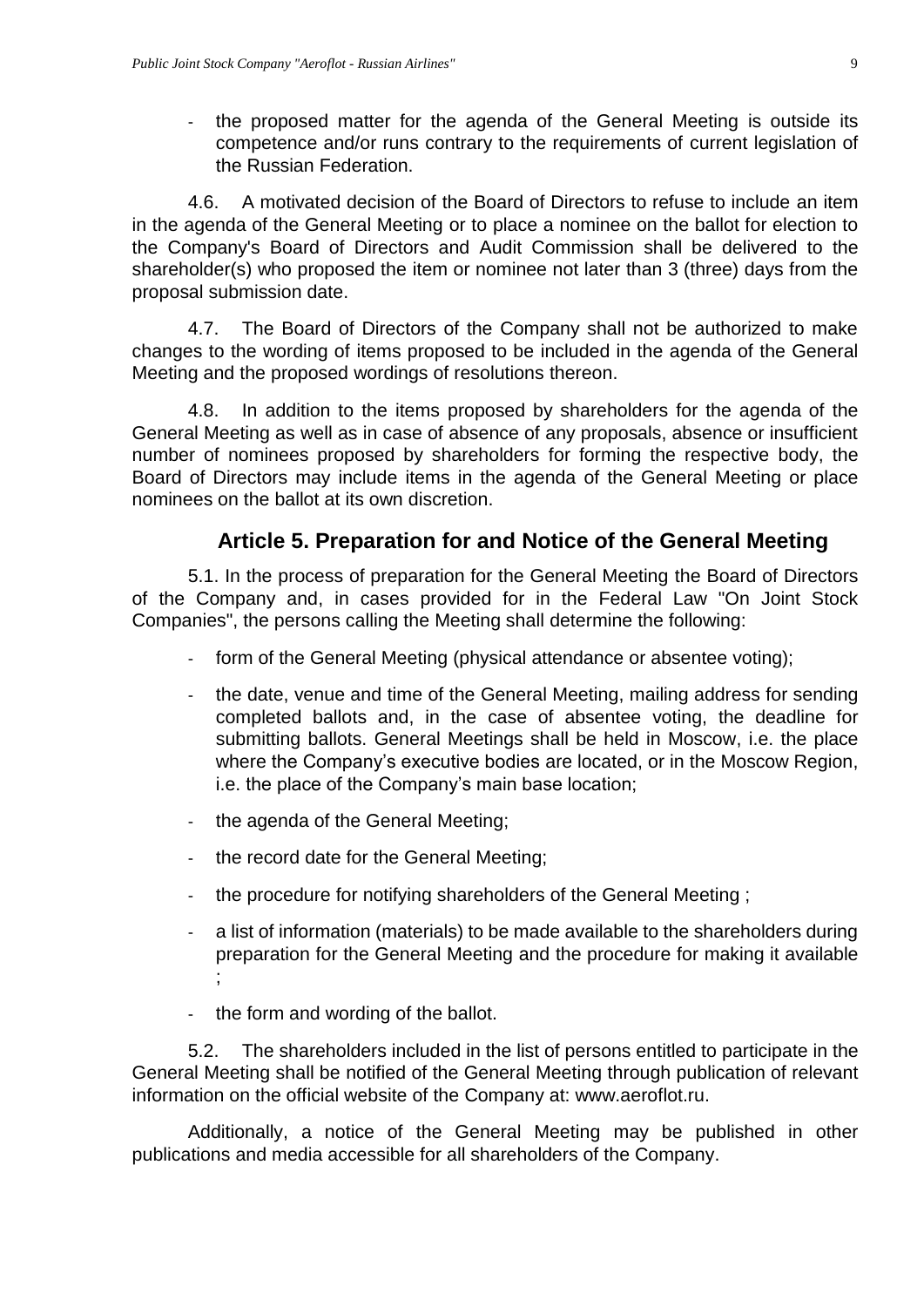- the proposed matter for the agenda of the General Meeting is outside its competence and/or runs contrary to the requirements of current legislation of the Russian Federation.

4.6. A motivated decision of the Board of Directors to refuse to include an item in the agenda of the General Meeting or to place a nominee on the ballot for election to the Company's Board of Directors and Audit Commission shall be delivered to the shareholder(s) who proposed the item or nominee not later than 3 (three) days from the proposal submission date.

4.7. The Board of Directors of the Company shall not be authorized to make changes to the wording of items proposed to be included in the agenda of the General Meeting and the proposed wordings of resolutions thereon.

4.8. In addition to the items proposed by shareholders for the agenda of the General Meeting as well as in case of absence of any proposals, absence or insufficient number of nominees proposed by shareholders for forming the respective body, the Board of Directors may include items in the agenda of the General Meeting or place nominees on the ballot at its own discretion.

## Article 5. Preparation for and Notice of the General Meeting

5.1. In the process of preparation for the General Meeting the Board of Directors of the Company and, in cases provided for in the Federal Law "On Joint Stock Companies", the persons calling the Meeting shall determine the following:

- form of the General Meeting (physical attendance or absentee voting);
- the date, venue and time of the General Meeting, mailing address for sending completed ballots and, in the case of absentee voting, the deadline for submitting ballots. General Meetings shall be held in Moscow, i.e. the place where the Company's executive bodies are located, or in the Moscow Region, i.e. the place of the Company's main base location;
- the agenda of the General Meeting;
- the record date for the General Meeting;
- the procedure for notifying shareholders of the General Meeting ;
- a list of information (materials) to be made available to the shareholders during preparation for the General Meeting and the procedure for making it available ;
- the form and wording of the ballot.

5.2. The shareholders included in the list of persons entitled to participate in the General Meeting shall be notified of the General Meeting through publication of relevant information on the official website of the Company at: www.aeroflot.ru.

Additionally, a notice of the General Meeting may be published in other publications and media accessible for all shareholders of the Company.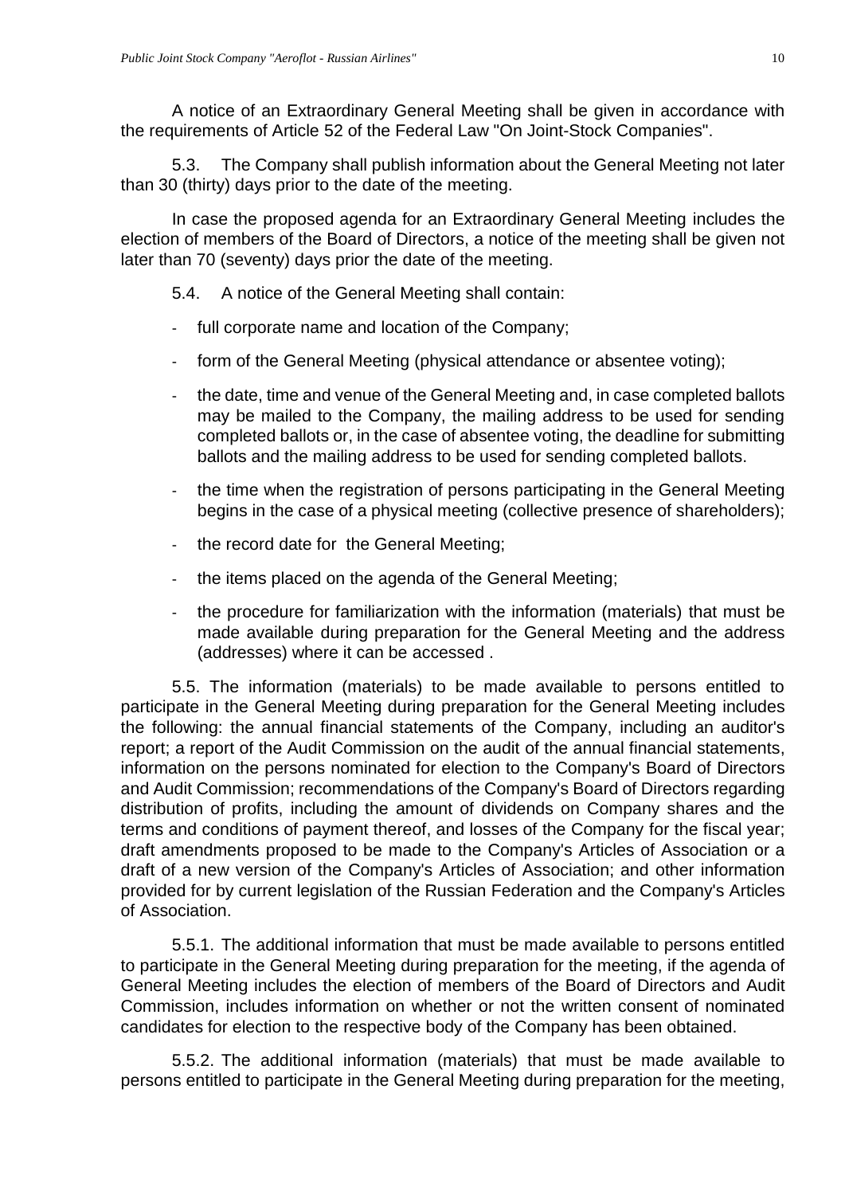A notice of an Extraordinary General Meeting shall be given in accordance with the requirements of Article 52 of the Federal Law "On Joint-Stock Companies".

5.3. The Company shall publish information about the General Meeting not later than 30 (thirty) days prior to the date of the meeting.

In case the proposed agenda for an Extraordinary General Meeting includes the election of members of the Board of Directors, a notice of the meeting shall be given not later than 70 (seventy) days prior the date of the meeting.

5.4. A notice of the General Meeting shall contain:

- full corporate name and location of the Company;
- form of the General Meeting (physical attendance or absentee voting);
- the date, time and venue of the General Meeting and, in case completed ballots may be mailed to the Company, the mailing address to be used for sending completed ballots or, in the case of absentee voting, the deadline for submitting ballots and the mailing address to be used for sending completed ballots.
- the time when the registration of persons participating in the General Meeting begins in the case of a physical meeting (collective presence of shareholders);
- the record date for the General Meeting;
- the items placed on the agenda of the General Meeting;
- the procedure for familiarization with the information (materials) that must be made available during preparation for the General Meeting and the address (addresses) where it can be accessed .

5.5. The information (materials) to be made available to persons entitled to participate in the General Meeting during preparation for the General Meeting includes the following: the annual financial statements of the Company, including an auditor's report; a report of the Audit Commission on the audit of the annual financial statements, information on the persons nominated for election to the Company's Board of Directors and Audit Commission; recommendations of the Company's Board of Directors regarding distribution of profits, including the amount of dividends on Company shares and the terms and conditions of payment thereof, and losses of the Company for the fiscal year; draft amendments proposed to be made to the Company's Articles of Association or a draft of a new version of the Company's Articles of Association; and other information provided for by current legislation of the Russian Federation and the Company's Articles of Association.

5.5.1. The additional information that must be made available to persons entitled to participate in the General Meeting during preparation for the meeting, if the agenda of General Meeting includes the election of members of the Board of Directors and Audit Commission, includes information on whether or not the written consent of nominated candidates for election to the respective body of the Company has been obtained.

5.5.2. The additional information (materials) that must be made available to persons entitled to participate in the General Meeting during preparation for the meeting,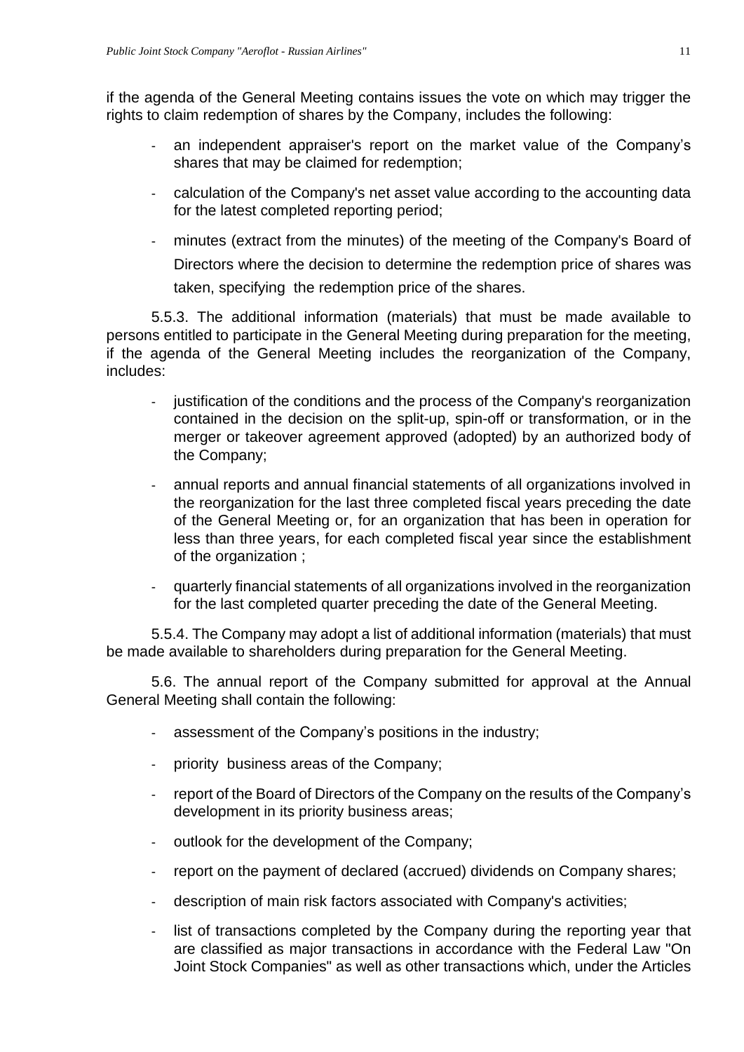if the agenda of the General Meeting contains issues the vote on which may trigger the rights to claim redemption of shares by the Company, includes the following:

- an independent appraiser's report on the market value of the Company's shares that may be claimed for redemption;
- calculation of the Company's net asset value according to the accounting data for the latest completed reporting period;
- minutes (extract from the minutes) of the meeting of the Company's Board of Directors where the decision to determine the redemption price of shares was taken, specifying the redemption price of the shares.

5.5.3. The additional information (materials) that must be made available to persons entitled to participate in the General Meeting during preparation for the meeting, if the agenda of the General Meeting includes the reorganization of the Company, includes:

- justification of the conditions and the process of the Company's reorganization contained in the decision on the split-up, spin-off or transformation, or in the merger or takeover agreement approved (adopted) by an authorized body of the Company;
- annual reports and annual financial statements of all organizations involved in the reorganization for the last three completed fiscal years preceding the date of the General Meeting or, for an organization that has been in operation for less than three years, for each completed fiscal year since the establishment of the organization ;
- quarterly financial statements of all organizations involved in the reorganization for the last completed quarter preceding the date of the General Meeting.

5.5.4. The Company may adopt a list of additional information (materials) that must be made available to shareholders during preparation for the General Meeting.

5.6. The annual report of the Company submitted for approval at the Annual General Meeting shall contain the following:

- assessment of the Company's positions in the industry;
- priority business areas of the Company;
- report of the Board of Directors of the Company on the results of the Company's development in its priority business areas;
- outlook for the development of the Company;
- report on the payment of declared (accrued) dividends on Company shares;
- description of main risk factors associated with Company's activities;
- list of transactions completed by the Company during the reporting year that are classified as major transactions in accordance with the Federal Law "On Joint Stock Companies" as well as other transactions which, under the Articles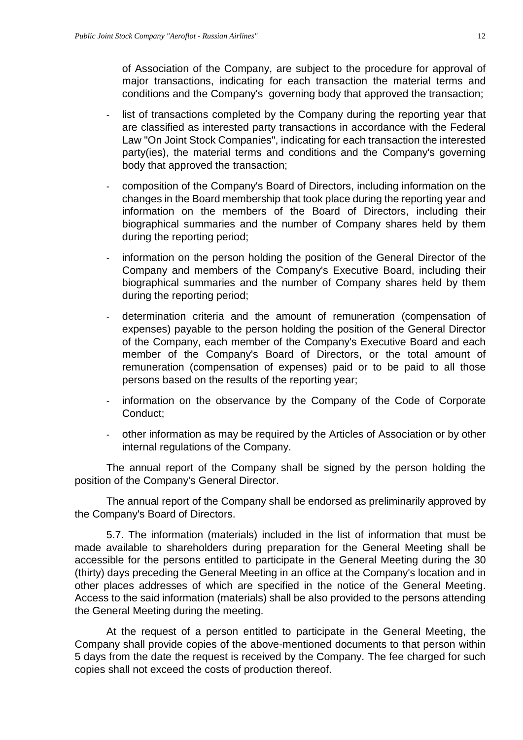of Association of the Company, are subject to the procedure for approval of major transactions, indicating for each transaction the material terms and conditions and the Company's governing body that approved the transaction;

- list of transactions completed by the Company during the reporting year that are classified as interested party transactions in accordance with the Federal Law "On Joint Stock Companies", indicating for each transaction the interested party(ies), the material terms and conditions and the Company's governing body that approved the transaction;
- composition of the Company's Board of Directors, including information on the changes in the Board membership that took place during the reporting year and information on the members of the Board of Directors, including their biographical summaries and the number of Company shares held by them during the reporting period;
- information on the person holding the position of the General Director of the Company and members of the Company's Executive Board, including their biographical summaries and the number of Company shares held by them during the reporting period;
- determination criteria and the amount of remuneration (compensation of expenses) payable to the person holding the position of the General Director of the Company, each member of the Company's Executive Board and each member of the Company's Board of Directors, or the total amount of remuneration (compensation of expenses) paid or to be paid to all those persons based on the results of the reporting year;
- information on the observance by the Company of the Code of Corporate Conduct;
- other information as may be required by the Articles of Association or by other internal regulations of the Company.

The annual report of the Company shall be signed by the person holding the position of the Company's General Director.

The annual report of the Company shall be endorsed as preliminarily approved by the Company's Board of Directors.

5.7. The information (materials) included in the list of information that must be made available to shareholders during preparation for the General Meeting shall be accessible for the persons entitled to participate in the General Meeting during the 30 (thirty) days preceding the General Meeting in an office at the Company's location and in other places addresses of which are specified in the notice of the General Meeting. Access to the said information (materials) shall be also provided to the persons attending the General Meeting during the meeting.

At the request of a person entitled to participate in the General Meeting, the Company shall provide copies of the above-mentioned documents to that person within 5 days from the date the request is received by the Company. The fee charged for such copies shall not exceed the costs of production thereof.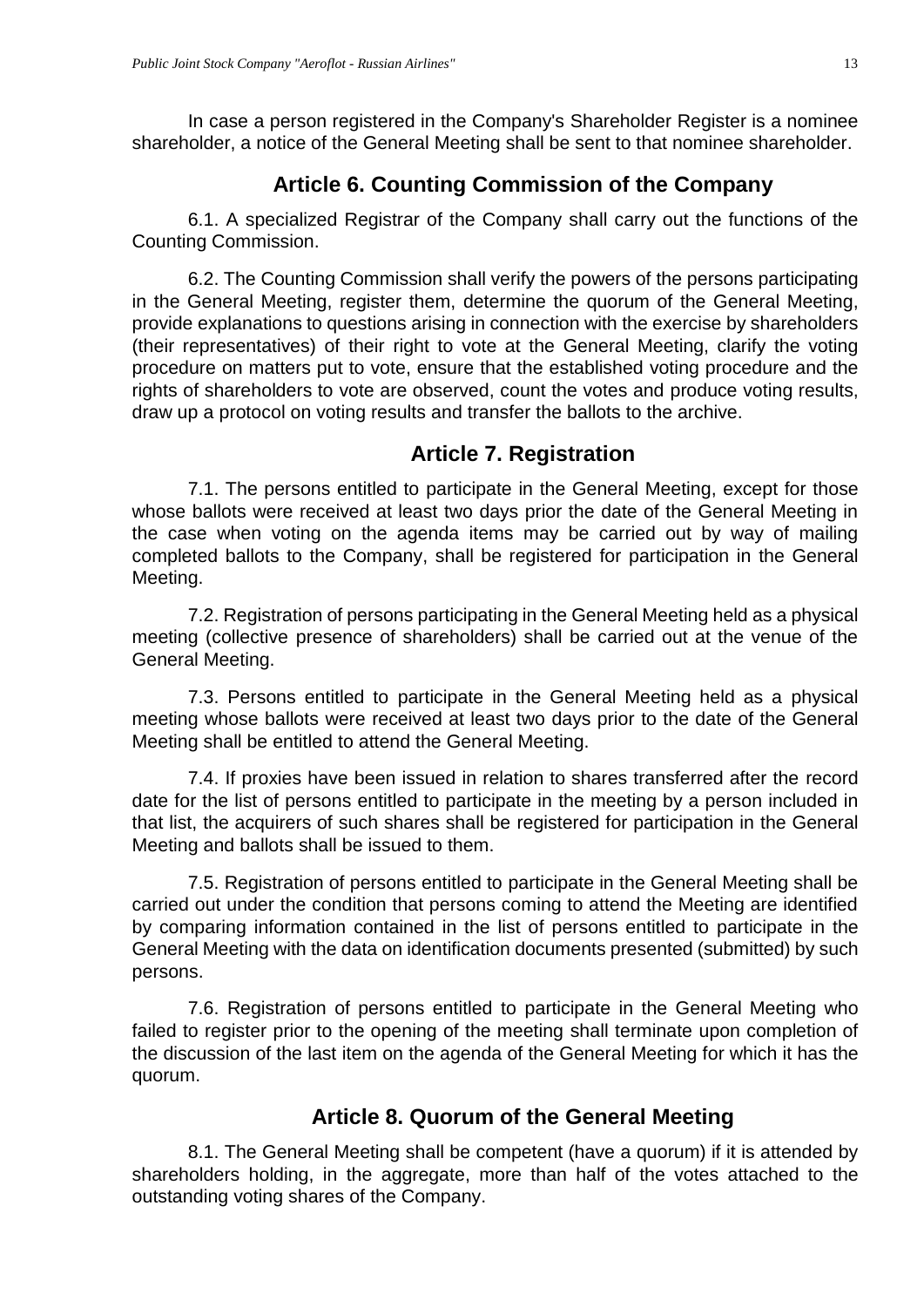In case a person registered in the Company's Shareholder Register is a nominee shareholder, a notice of the General Meeting shall be sent to that nominee shareholder.

## Article 6. Counting Commission of the Company

6.1. A specialized Registrar of the Company shall carry out the functions of the Counting Commission.

6.2. The Counting Commission shall verify the powers of the persons participating in the General Meeting, register them, determine the quorum of the General Meeting, provide explanations to questions arising in connection with the exercise by shareholders (their representatives) of their right to vote at the General Meeting, clarify the voting procedure on matters put to vote, ensure that the established voting procedure and the rights of shareholders to vote are observed, count the votes and produce voting results, draw up a protocol on voting results and transfer the ballots to the archive.

## Article 7. Registration

7.1. The persons entitled to participate in the General Meeting, except for those whose ballots were received at least two days prior the date of the General Meeting in the case when voting on the agenda items may be carried out by way of mailing completed ballots to the Company, shall be registered for participation in the General Meeting.

7.2. Registration of persons participating in the General Meeting held as a physical meeting (collective presence of shareholders) shall be carried out at the venue of the General Meeting.

7.3. Persons entitled to participate in the General Meeting held as a physical meeting whose ballots were received at least two days prior to the date of the General Meeting shall be entitled to attend the General Meeting.

7.4. If proxies have been issued in relation to shares transferred after the record date for the list of persons entitled to participate in the meeting by a person included in that list, the acquirers of such shares shall be registered for participation in the General Meeting and ballots shall be issued to them.

7.5. Registration of persons entitled to participate in the General Meeting shall be carried out under the condition that persons coming to attend the Meeting are identified by comparing information contained in the list of persons entitled to participate in the General Meeting with the data on identification documents presented (submitted) by such persons.

7.6. Registration of persons entitled to participate in the General Meeting who failed to register prior to the opening of the meeting shall terminate upon completion of the discussion of the last item on the agenda of the General Meeting for which it has the quorum.

## Article 8. Quorum of the General Meeting

8.1. The General Meeting shall be competent (have a quorum) if it is attended by shareholders holding, in the aggregate, more than half of the votes attached to the outstanding voting shares of the Company.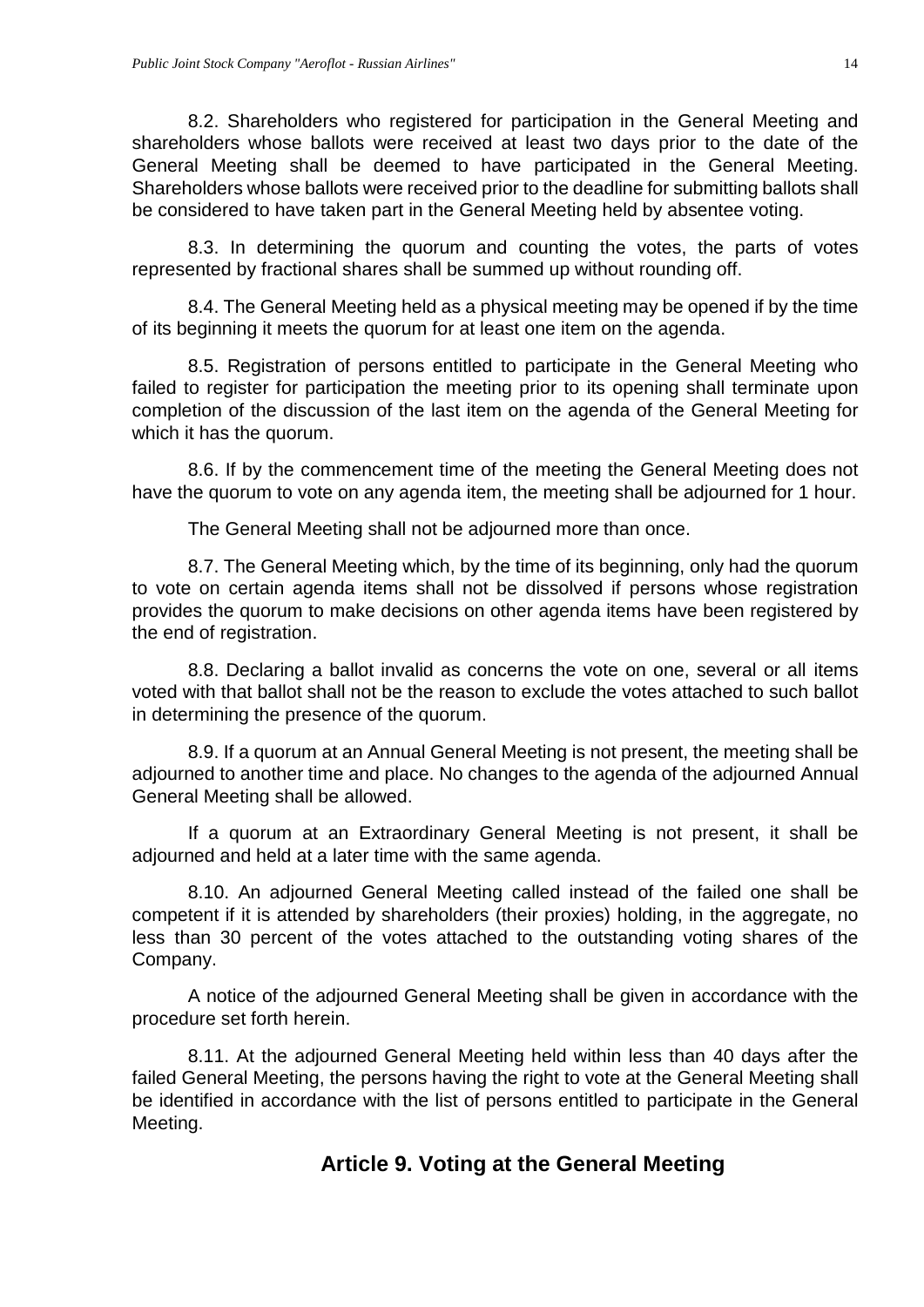8.2. Shareholders who registered for participation in the General Meeting and shareholders whose ballots were received at least two days prior to the date of the General Meeting shall be deemed to have participated in the General Meeting. Shareholders whose ballots were received prior to the deadline for submitting ballots shall be considered to have taken part in the General Meeting held by absentee voting.

8.3. In determining the quorum and counting the votes, the parts of votes represented by fractional shares shall be summed up without rounding off.

8.4. The General Meeting held as a physical meeting may be opened if by the time of its beginning it meets the quorum for at least one item on the agenda.

8.5. Registration of persons entitled to participate in the General Meeting who failed to register for participation the meeting prior to its opening shall terminate upon completion of the discussion of the last item on the agenda of the General Meeting for which it has the quorum.

8.6. If by the commencement time of the meeting the General Meeting does not have the quorum to vote on any agenda item, the meeting shall be adjourned for 1 hour.

The General Meeting shall not be adjourned more than once.

8.7. The General Meeting which, by the time of its beginning, only had the quorum to vote on certain agenda items shall not be dissolved if persons whose registration provides the quorum to make decisions on other agenda items have been registered by the end of registration.

8.8. Declaring a ballot invalid as concerns the vote on one, several or all items voted with that ballot shall not be the reason to exclude the votes attached to such ballot in determining the presence of the quorum.

8.9. If a quorum at an Annual General Meeting is not present, the meeting shall be adjourned to another time and place. No changes to the agenda of the adjourned Annual General Meeting shall be allowed.

If a quorum at an Extraordinary General Meeting is not present, it shall be adjourned and held at a later time with the same agenda.

8.10. An adjourned General Meeting called instead of the failed one shall be competent if it is attended by shareholders (their proxies) holding, in the aggregate, no less than 30 percent of the votes attached to the outstanding voting shares of the Company.

A notice of the adjourned General Meeting shall be given in accordance with the procedure set forth herein.

8.11. At the adjourned General Meeting held within less than 40 days after the failed General Meeting, the persons having the right to vote at the General Meeting shall be identified in accordance with the list of persons entitled to participate in the General Meeting.

## Article 9. Voting at the General Meeting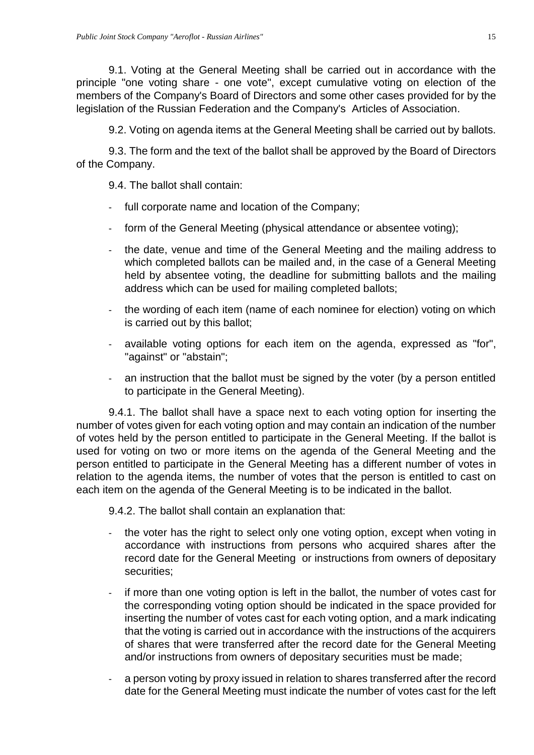9.1. Voting at the General Meeting shall be carried out in accordance with the principle "one voting share - one vote", except cumulative voting on election of the members of the Company's Board of Directors and some other cases provided for by the legislation of the Russian Federation and the Company's Articles of Association.

9.2. Voting on agenda items at the General Meeting shall be carried out by ballots.

9.3. The form and the text of the ballot shall be approved by the Board of Directors of the Company.

9.4. The ballot shall contain:

- full corporate name and location of the Company;
- form of the General Meeting (physical attendance or absentee voting);
- the date, venue and time of the General Meeting and the mailing address to which completed ballots can be mailed and, in the case of a General Meeting held by absentee voting, the deadline for submitting ballots and the mailing address which can be used for mailing completed ballots;
- the wording of each item (name of each nominee for election) voting on which is carried out by this ballot;
- available voting options for each item on the agenda, expressed as "for", "against" or "abstain";
- an instruction that the ballot must be signed by the voter (by a person entitled to participate in the General Meeting).

9.4.1. The ballot shall have a space next to each voting option for inserting the number of votes given for each voting option and may contain an indication of the number of votes held by the person entitled to participate in the General Meeting. If the ballot is used for voting on two or more items on the agenda of the General Meeting and the person entitled to participate in the General Meeting has a different number of votes in relation to the agenda items, the number of votes that the person is entitled to cast on each item on the agenda of the General Meeting is to be indicated in the ballot.

9.4.2. The ballot shall contain an explanation that:

- the voter has the right to select only one voting option, except when voting in accordance with instructions from persons who acquired shares after the record date for the General Meeting or instructions from owners of depositary securities;
- if more than one voting option is left in the ballot, the number of votes cast for the corresponding voting option should be indicated in the space provided for inserting the number of votes cast for each voting option, and a mark indicating that the voting is carried out in accordance with the instructions of the acquirers of shares that were transferred after the record date for the General Meeting and/or instructions from owners of depositary securities must be made;
- a person voting by proxy issued in relation to shares transferred after the record date for the General Meeting must indicate the number of votes cast for the left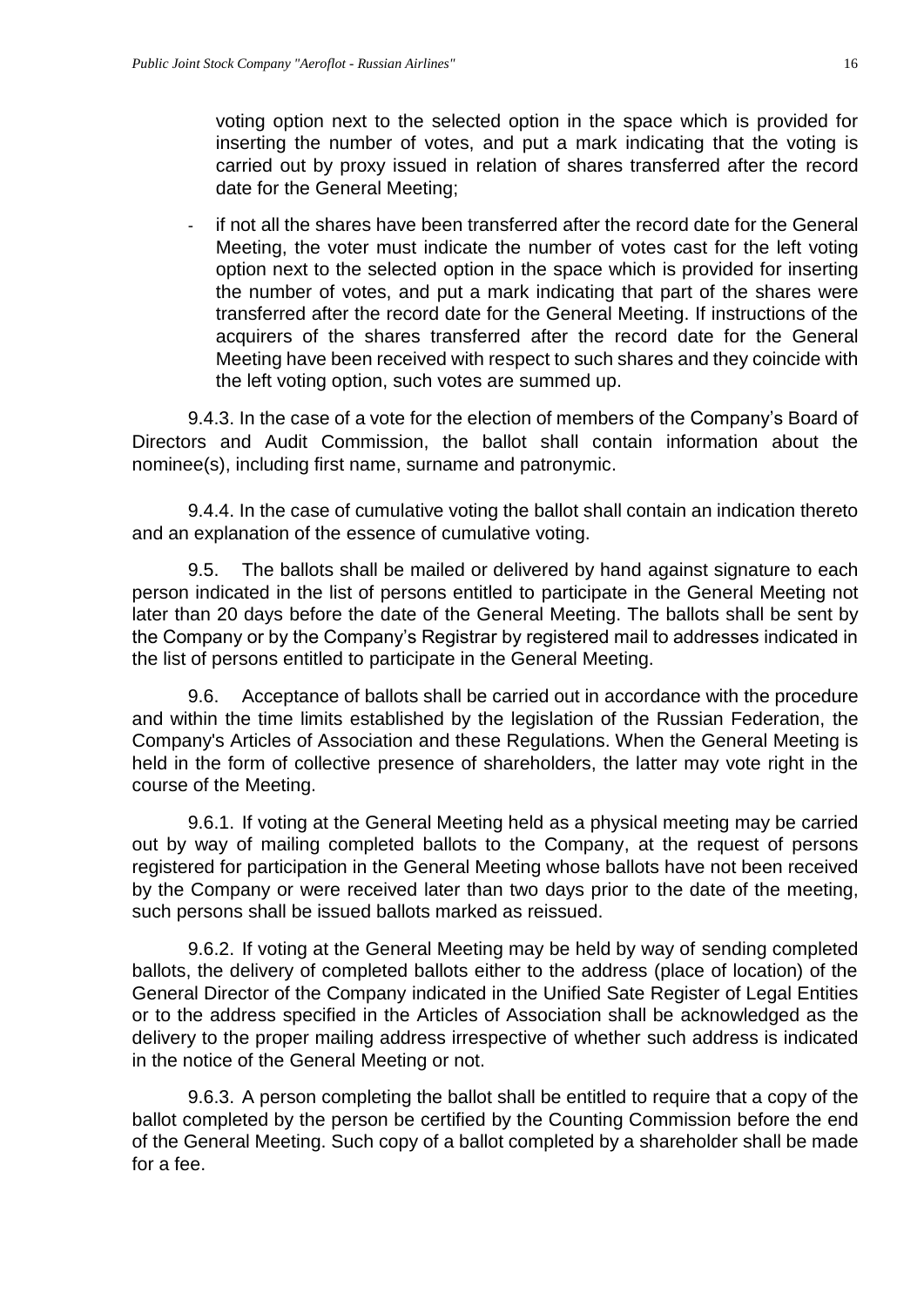voting option next to the selected option in the space which is provided for inserting the number of votes, and put a mark indicating that the voting is carried out by proxy issued in relation of shares transferred after the record date for the General Meeting;

- if not all the shares have been transferred after the record date for the General Meeting, the voter must indicate the number of votes cast for the left voting option next to the selected option in the space which is provided for inserting the number of votes, and put a mark indicating that part of the shares were transferred after the record date for the General Meeting. If instructions of the acquirers of the shares transferred after the record date for the General Meeting have been received with respect to such shares and they coincide with the left voting option, such votes are summed up.

9.4.3. In the case of a vote for the election of members of the Company's Board of Directors and Audit Commission, the ballot shall contain information about the nominee(s), including first name, surname and patronymic.

9.4.4. In the case of cumulative voting the ballot shall contain an indication thereto and an explanation of the essence of cumulative voting.

9.5. The ballots shall be mailed or delivered by hand against signature to each person indicated in the list of persons entitled to participate in the General Meeting not later than 20 days before the date of the General Meeting. The ballots shall be sent by the Company or by the Company's Registrar by registered mail to addresses indicated in the list of persons entitled to participate in the General Meeting.

9.6. Acceptance of ballots shall be carried out in accordance with the procedure and within the time limits established by the legislation of the Russian Federation, the Company's Articles of Association and these Regulations. When the General Meeting is held in the form of collective presence of shareholders, the latter may vote right in the course of the Meeting.

9.6.1. If voting at the General Meeting held as a physical meeting may be carried out by way of mailing completed ballots to the Company, at the request of persons registered for participation in the General Meeting whose ballots have not been received by the Company or were received later than two days prior to the date of the meeting, such persons shall be issued ballots marked as reissued.

9.6.2. If voting at the General Meeting may be held by way of sending completed ballots, the delivery of completed ballots either to the address (place of location) of the General Director of the Company indicated in the Unified Sate Register of Legal Entities or to the address specified in the Articles of Association shall be acknowledged as the delivery to the proper mailing address irrespective of whether such address is indicated in the notice of the General Meeting or not.

9.6.3. A person completing the ballot shall be entitled to require that a copy of the ballot completed by the person be certified by the Counting Commission before the end of the General Meeting. Such copy of a ballot completed by a shareholder shall be made for a fee.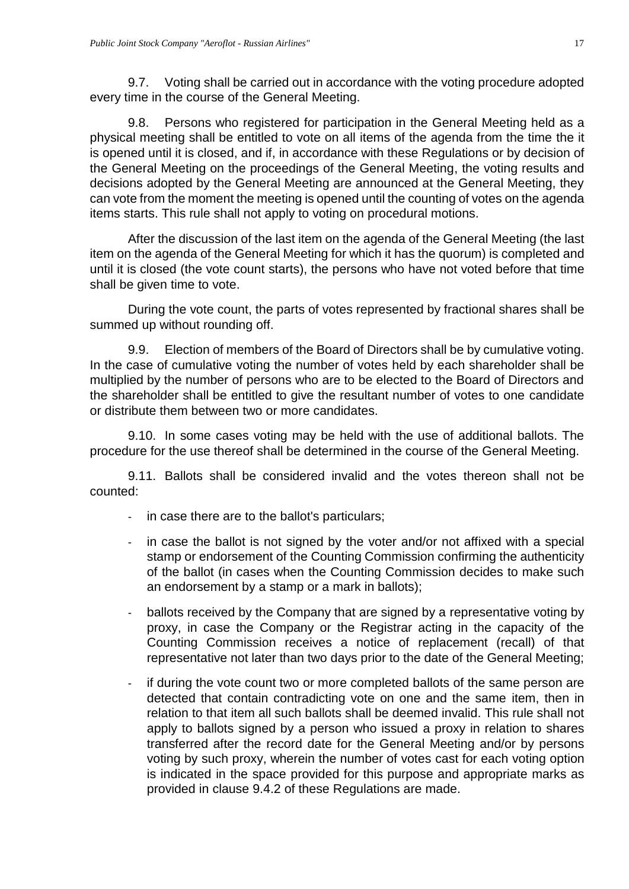9.7. Voting shall be carried out in accordance with the voting procedure adopted every time in the course of the General Meeting.

9.8. Persons who registered for participation in the General Meeting held as a physical meeting shall be entitled to vote on all items of the agenda from the time the it is opened until it is closed, and if, in accordance with these Regulations or by decision of the General Meeting on the proceedings of the General Meeting, the voting results and decisions adopted by the General Meeting are announced at the General Meeting, they can vote from the moment the meeting is opened until the counting of votes on the agenda items starts. This rule shall not apply to voting on procedural motions.

After the discussion of the last item on the agenda of the General Meeting (the last item on the agenda of the General Meeting for which it has the quorum) is completed and until it is closed (the vote count starts), the persons who have not voted before that time shall be given time to vote.

During the vote count, the parts of votes represented by fractional shares shall be summed up without rounding off.

9.9. Election of members of the Board of Directors shall be by cumulative voting. In the case of cumulative voting the number of votes held by each shareholder shall be multiplied by the number of persons who are to be elected to the Board of Directors and the shareholder shall be entitled to give the resultant number of votes to one candidate or distribute them between two or more candidates.

9.10. In some cases voting may be held with the use of additional ballots. The procedure for the use thereof shall be determined in the course of the General Meeting.

9.11. Ballots shall be considered invalid and the votes thereon shall not be counted:

- in case there are to the ballot's particulars;
- in case the ballot is not signed by the voter and/or not affixed with a special stamp or endorsement of the Counting Commission confirming the authenticity of the ballot (in cases when the Counting Commission decides to make such an endorsement by a stamp or a mark in ballots);
- ballots received by the Company that are signed by a representative voting by proxy, in case the Company or the Registrar acting in the capacity of the Counting Commission receives a notice of replacement (recall) of that representative not later than two days prior to the date of the General Meeting;
- if during the vote count two or more completed ballots of the same person are detected that contain contradicting vote on one and the same item, then in relation to that item all such ballots shall be deemed invalid. This rule shall not apply to ballots signed by a person who issued a proxy in relation to shares transferred after the record date for the General Meeting and/or by persons voting by such proxy, wherein the number of votes cast for each voting option is indicated in the space provided for this purpose and appropriate marks as provided in clause 9.4.2 of these Regulations are made.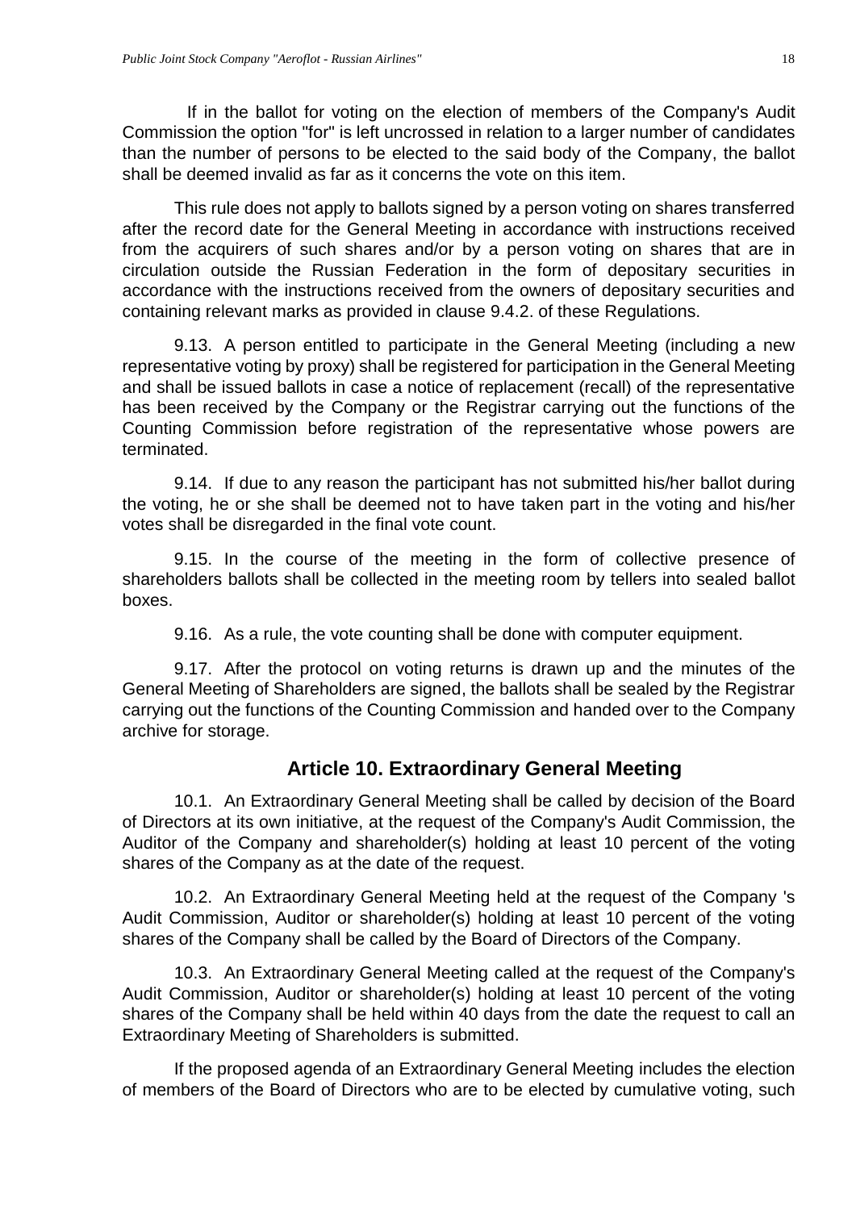If in the ballot for voting on the election of members of the Company's Audit Commission the option "for" is left uncrossed in relation to a larger number of candidates than the number of persons to be elected to the said body of the Company, the ballot shall be deemed invalid as far as it concerns the vote on this item.

This rule does not apply to ballots signed by a person voting on shares transferred after the record date for the General Meeting in accordance with instructions received from the acquirers of such shares and/or by a person voting on shares that are in circulation outside the Russian Federation in the form of depositary securities in accordance with the instructions received from the owners of depositary securities and containing relevant marks as provided in clause 9.4.2. of these Regulations.

9.13. A person entitled to participate in the General Meeting (including a new representative voting by proxy) shall be registered for participation in the General Meeting and shall be issued ballots in case a notice of replacement (recall) of the representative has been received by the Company or the Registrar carrying out the functions of the Counting Commission before registration of the representative whose powers are terminated.

9.14. If due to any reason the participant has not submitted his/her ballot during the voting, he or she shall be deemed not to have taken part in the voting and his/her votes shall be disregarded in the final vote count.

9.15. In the course of the meeting in the form of collective presence of shareholders ballots shall be collected in the meeting room by tellers into sealed ballot boxes.

9.16. As a rule, the vote counting shall be done with computer equipment.

9.17. After the protocol on voting returns is drawn up and the minutes of the General Meeting of Shareholders are signed, the ballots shall be sealed by the Registrar carrying out the functions of the Counting Commission and handed over to the Company archive for storage.

## Article 10. Extraordinary General Meeting

10.1. An Extraordinary General Meeting shall be called by decision of the Board of Directors at its own initiative, at the request of the Company's Audit Commission, the Auditor of the Company and shareholder(s) holding at least 10 percent of the voting shares of the Company as at the date of the request.

10.2. An Extraordinary General Meeting held at the request of the Company 's Audit Commission, Auditor or shareholder(s) holding at least 10 percent of the voting shares of the Company shall be called by the Board of Directors of the Company.

10.3. An Extraordinary General Meeting called at the request of the Company's Audit Commission, Auditor or shareholder(s) holding at least 10 percent of the voting shares of the Company shall be held within 40 days from the date the request to call an Extraordinary Meeting of Shareholders is submitted.

If the proposed agenda of an Extraordinary General Meeting includes the election of members of the Board of Directors who are to be elected by cumulative voting, such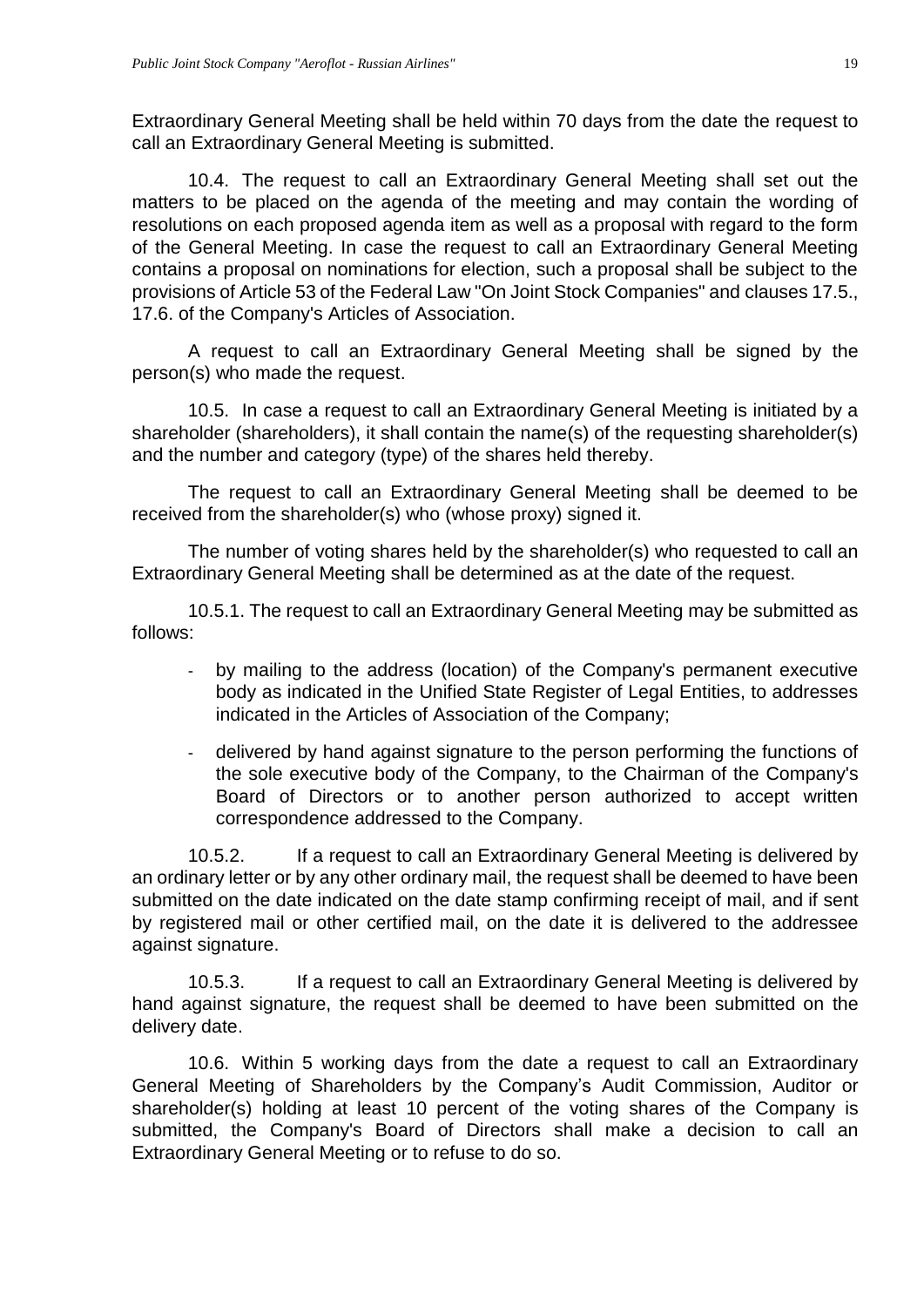Extraordinary General Meeting shall be held within 70 days from the date the request to call an Extraordinary General Meeting is submitted.

10.4. The request to call an Extraordinary General Meeting shall set out the matters to be placed on the agenda of the meeting and may contain the wording of resolutions on each proposed agenda item as well as a proposal with regard to the form of the General Meeting. In case the request to call an Extraordinary General Meeting contains a proposal on nominations for election, such a proposal shall be subject to the provisions of Article 53 of the Federal Law "On Joint Stock Companies" and clauses 17.5., 17.6. of the Company's Articles of Association.

A request to call an Extraordinary General Meeting shall be signed by the person(s) who made the request.

10.5. In case a request to call an Extraordinary General Meeting is initiated by a shareholder (shareholders), it shall contain the name(s) of the requesting shareholder(s) and the number and category (type) of the shares held thereby.

The request to call an Extraordinary General Meeting shall be deemed to be received from the shareholder(s) who (whose proxy) signed it.

The number of voting shares held by the shareholder(s) who requested to call an Extraordinary General Meeting shall be determined as at the date of the request.

10.5.1. The request to call an Extraordinary General Meeting may be submitted as follows:

- by mailing to the address (location) of the Company's permanent executive body as indicated in the Unified State Register of Legal Entities, to addresses indicated in the Articles of Association of the Company;
- delivered by hand against signature to the person performing the functions of the sole executive body of the Company, to the Chairman of the Company's Board of Directors or to another person authorized to accept written correspondence addressed to the Company.

10.5.2. If a request to call an Extraordinary General Meeting is delivered by an ordinary letter or by any other ordinary mail, the request shall be deemed to have been submitted on the date indicated on the date stamp confirming receipt of mail, and if sent by registered mail or other certified mail, on the date it is delivered to the addressee against signature.

10.5.3. If a request to call an Extraordinary General Meeting is delivered by hand against signature, the request shall be deemed to have been submitted on the delivery date.

10.6. Within 5 working days from the date a request to call an Extraordinary General Meeting of Shareholders by the Company's Audit Commission, Auditor or shareholder(s) holding at least 10 percent of the voting shares of the Company is submitted, the Company's Board of Directors shall make a decision to call an Extraordinary General Meeting or to refuse to do so.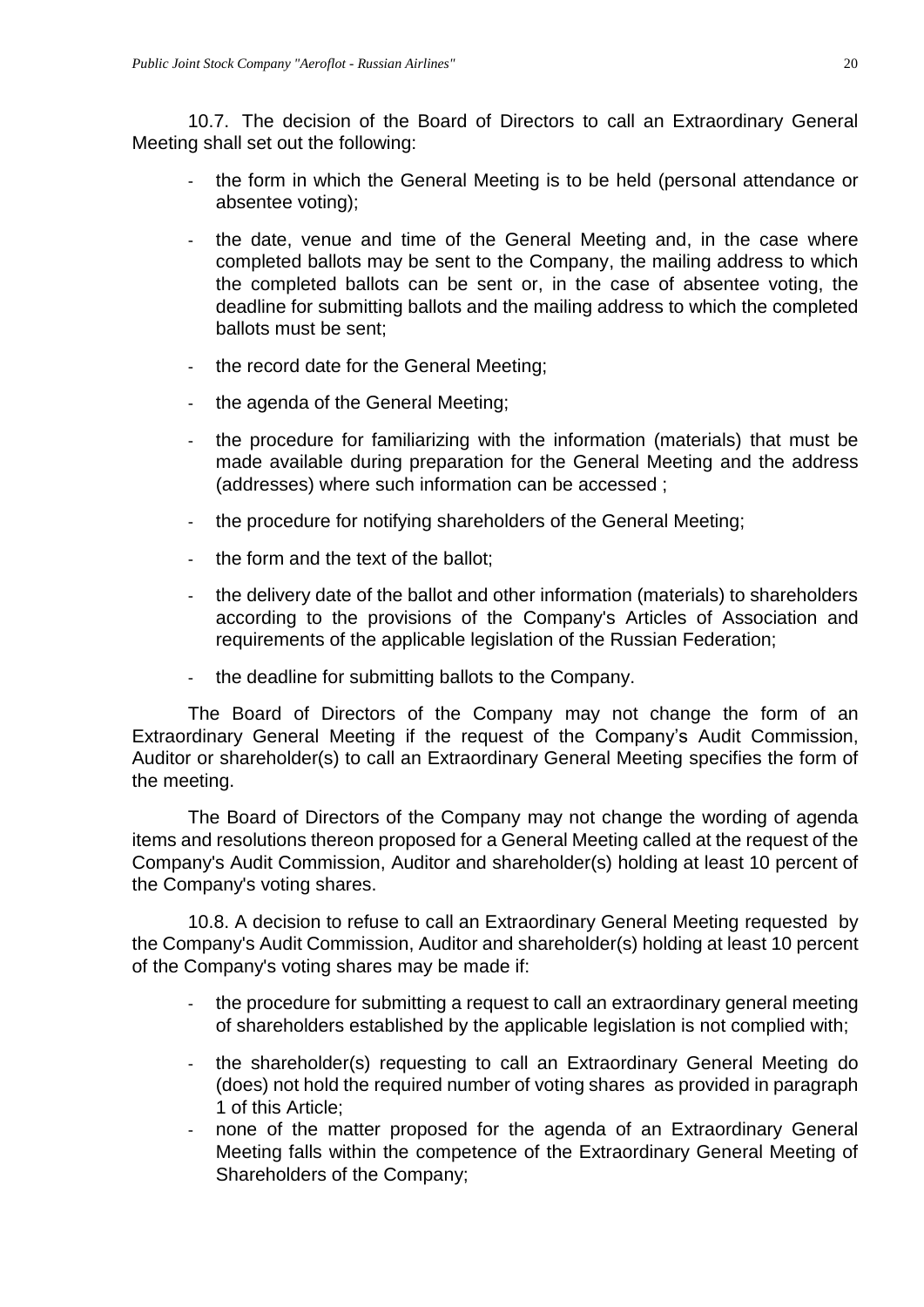10.7. The decision of the Board of Directors to call an Extraordinary General Meeting shall set out the following:

- the form in which the General Meeting is to be held (personal attendance or absentee voting);
- the date, venue and time of the General Meeting and, in the case where completed ballots may be sent to the Company, the mailing address to which the completed ballots can be sent or, in the case of absentee voting, the deadline for submitting ballots and the mailing address to which the completed ballots must be sent;
- the record date for the General Meeting;
- the agenda of the General Meeting;
- the procedure for familiarizing with the information (materials) that must be made available during preparation for the General Meeting and the address (addresses) where such information can be accessed ;
- the procedure for notifying shareholders of the General Meeting;
- the form and the text of the ballot;
- the delivery date of the ballot and other information (materials) to shareholders according to the provisions of the Company's Articles of Association and requirements of the applicable legislation of the Russian Federation;
- the deadline for submitting ballots to the Company.

The Board of Directors of the Company may not change the form of an Extraordinary General Meeting if the request of the Company's Audit Commission, Auditor or shareholder(s) to call an Extraordinary General Meeting specifies the form of the meeting.

The Board of Directors of the Company may not change the wording of agenda items and resolutions thereon proposed for a General Meeting called at the request of the Company's Audit Commission, Auditor and shareholder(s) holding at least 10 percent of the Company's voting shares.

10.8. A decision to refuse to call an Extraordinary General Meeting requested by the Company's Audit Commission, Auditor and shareholder(s) holding at least 10 percent of the Company's voting shares may be made if:

- the procedure for submitting a request to call an extraordinary general meeting of shareholders established by the applicable legislation is not complied with;
- the shareholder(s) requesting to call an Extraordinary General Meeting do (does) not hold the required number of voting shares as provided in paragraph 1 of this Article;
- none of the matter proposed for the agenda of an Extraordinary General Meeting falls within the competence of the Extraordinary General Meeting of Shareholders of the Company;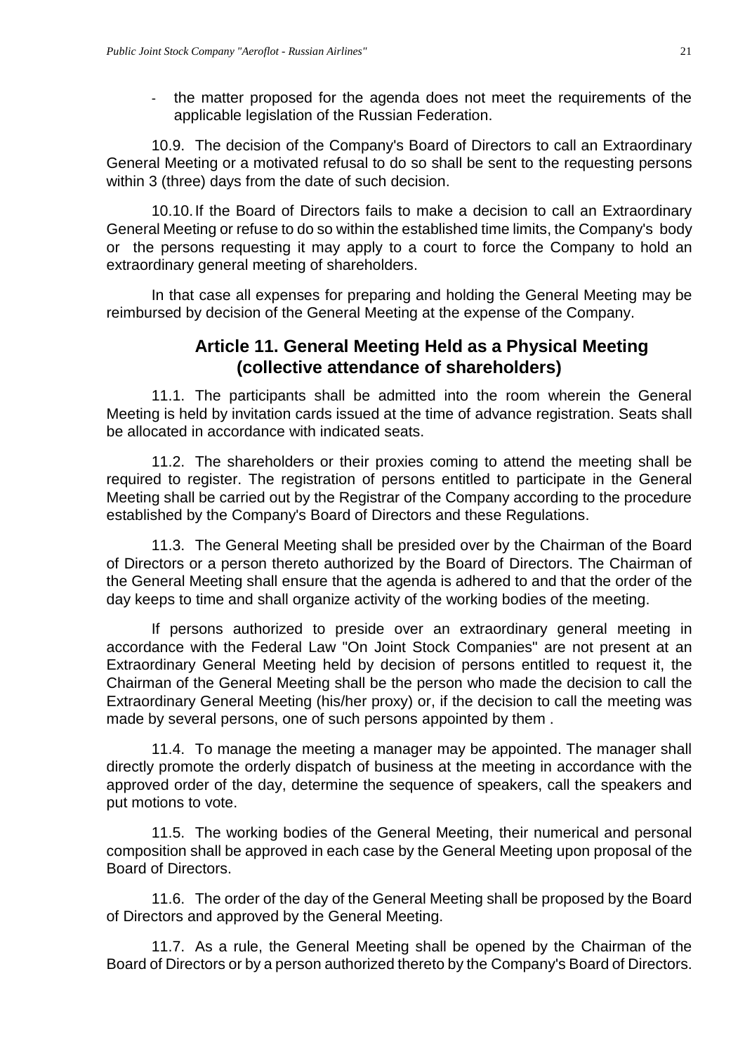- the matter proposed for the agenda does not meet the requirements of the applicable legislation of the Russian Federation.

10.9. The decision of the Company's Board of Directors to call an Extraordinary General Meeting or a motivated refusal to do so shall be sent to the requesting persons within 3 (three) days from the date of such decision.

10.10. If the Board of Directors fails to make a decision to call an Extraordinary General Meeting or refuse to do so within the established time limits, the Company's body or the persons requesting it may apply to a court to force the Company to hold an extraordinary general meeting of shareholders.

In that case all expenses for preparing and holding the General Meeting may be reimbursed by decision of the General Meeting at the expense of the Company.

## Article 11. General Meeting Held as a Physical Meeting (collective attendance of shareholders)

11.1. The participants shall be admitted into the room wherein the General Meeting is held by invitation cards issued at the time of advance registration. Seats shall be allocated in accordance with indicated seats.

11.2. The shareholders or their proxies coming to attend the meeting shall be required to register. The registration of persons entitled to participate in the General Meeting shall be carried out by the Registrar of the Company according to the procedure established by the Company's Board of Directors and these Regulations.

11.3. The General Meeting shall be presided over by the Chairman of the Board of Directors or a person thereto authorized by the Board of Directors. The Chairman of the General Meeting shall ensure that the agenda is adhered to and that the order of the day keeps to time and shall organize activity of the working bodies of the meeting.

If persons authorized to preside over an extraordinary general meeting in accordance with the Federal Law "On Joint Stock Companies" are not present at an Extraordinary General Meeting held by decision of persons entitled to request it, the Chairman of the General Meeting shall be the person who made the decision to call the Extraordinary General Meeting (his/her proxy) or, if the decision to call the meeting was made by several persons, one of such persons appointed by them .

11.4. To manage the meeting a manager may be appointed. The manager shall directly promote the orderly dispatch of business at the meeting in accordance with the approved order of the day, determine the sequence of speakers, call the speakers and put motions to vote.

11.5. The working bodies of the General Meeting, their numerical and personal composition shall be approved in each case by the General Meeting upon proposal of the Board of Directors.

11.6. The order of the day of the General Meeting shall be proposed by the Board of Directors and approved by the General Meeting.

11.7. As a rule, the General Meeting shall be opened by the Chairman of the Board of Directors or by a person authorized thereto by the Company's Board of Directors.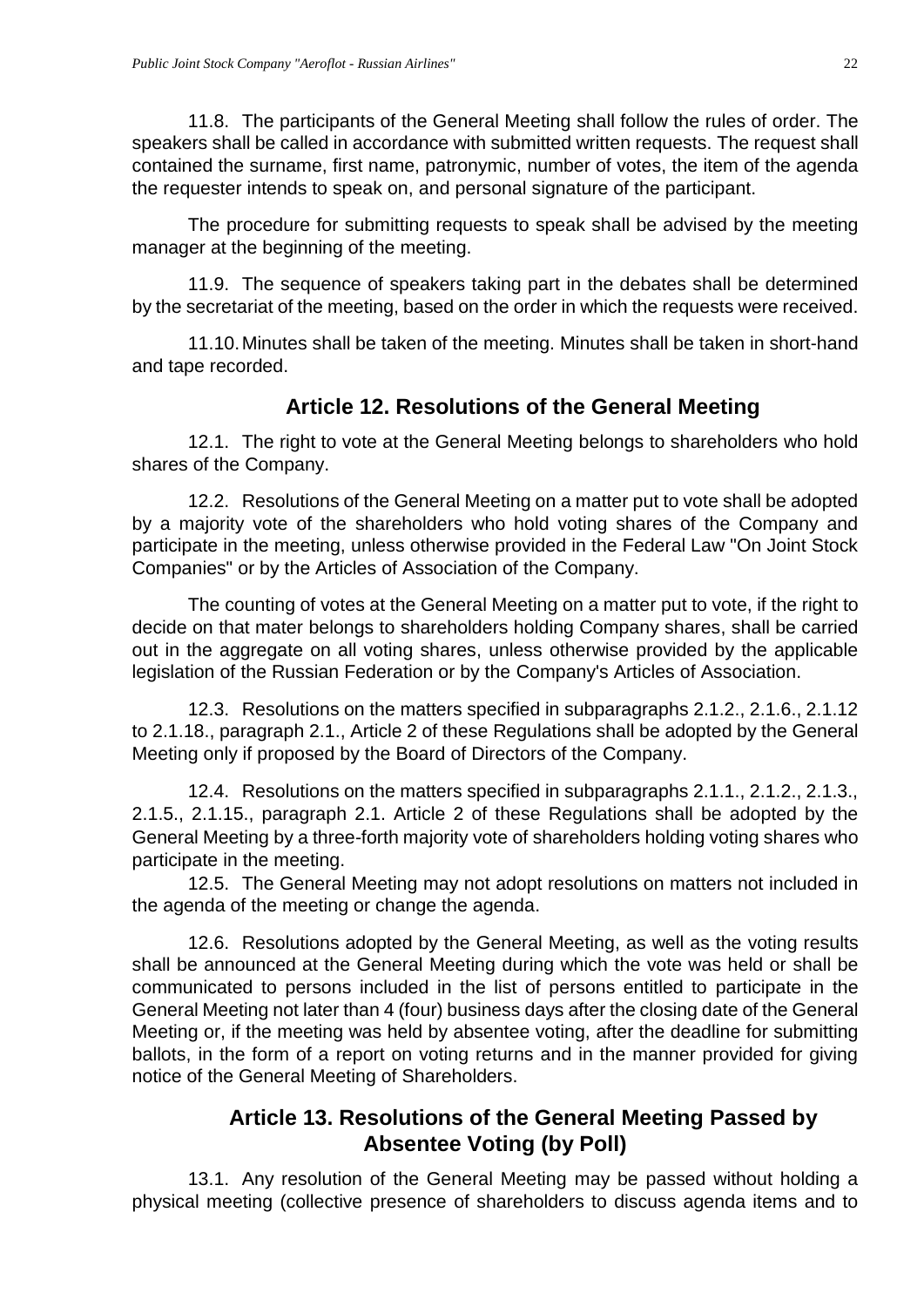11.8. The participants of the General Meeting shall follow the rules of order. The speakers shall be called in accordance with submitted written requests. The request shall contained the surname, first name, patronymic, number of votes, the item of the agenda the requester intends to speak on, and personal signature of the participant.

The procedure for submitting requests to speak shall be advised by the meeting manager at the beginning of the meeting.

11.9. The sequence of speakers taking part in the debates shall be determined by the secretariat of the meeting, based on the order in which the requests were received.

11.10. Minutes shall be taken of the meeting. Minutes shall be taken in short-hand and tape recorded.

## Article 12. Resolutions of the General Meeting

12.1. The right to vote at the General Meeting belongs to shareholders who hold shares of the Company.

12.2. Resolutions of the General Meeting on a matter put to vote shall be adopted by a majority vote of the shareholders who hold voting shares of the Company and participate in the meeting, unless otherwise provided in the Federal Law "On Joint Stock Companies" or by the Articles of Association of the Company.

The counting of votes at the General Meeting on a matter put to vote, if the right to decide on that mater belongs to shareholders holding Company shares, shall be carried out in the aggregate on all voting shares, unless otherwise provided by the applicable legislation of the Russian Federation or by the Company's Articles of Association.

12.3. Resolutions on the matters specified in subparagraphs 2.1.2., 2.1.6., 2.1.12 to 2.1.18., paragraph 2.1., Article 2 of these Regulations shall be adopted by the General Meeting only if proposed by the Board of Directors of the Company.

12.4. Resolutions on the matters specified in subparagraphs 2.1.1., 2.1.2., 2.1.3., 2.1.5., 2.1.15., paragraph 2.1. Article 2 of these Regulations shall be adopted by the General Meeting by a three-forth majority vote of shareholders holding voting shares who participate in the meeting.

12.5. The General Meeting may not adopt resolutions on matters not included in the agenda of the meeting or change the agenda.

12.6. Resolutions adopted by the General Meeting, as well as the voting results shall be announced at the General Meeting during which the vote was held or shall be communicated to persons included in the list of persons entitled to participate in the General Meeting not later than 4 (four) business days after the closing date of the General Meeting or, if the meeting was held by absentee voting, after the deadline for submitting ballots, in the form of a report on voting returns and in the manner provided for giving notice of the General Meeting of Shareholders.

## Article 13. Resolutions of the General Meeting Passed by Absentee Voting (by Poll)

13.1. Any resolution of the General Meeting may be passed without holding a physical meeting (collective presence of shareholders to discuss agenda items and to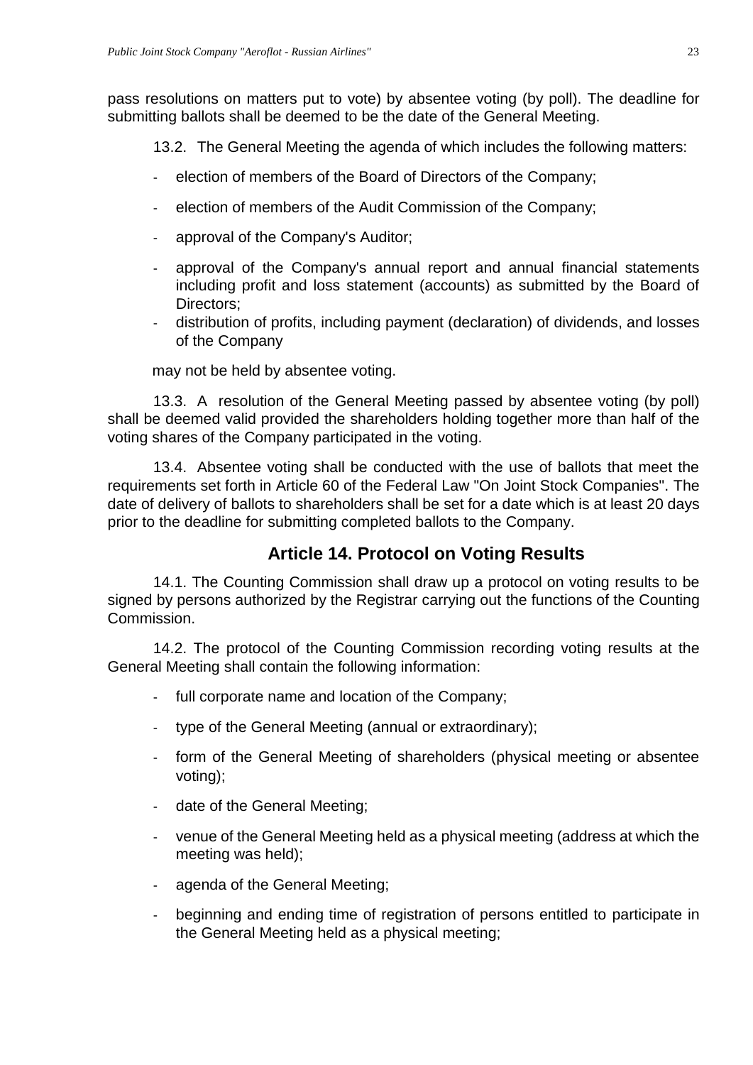pass resolutions on matters put to vote) by absentee voting (by poll). The deadline for submitting ballots shall be deemed to be the date of the General Meeting.

13.2. The General Meeting the agenda of which includes the following matters:

- election of members of the Board of Directors of the Company;
- election of members of the Audit Commission of the Company;
- approval of the Company's Auditor;
- approval of the Company's annual report and annual financial statements including profit and loss statement (accounts) as submitted by the Board of Directors;
- distribution of profits, including payment (declaration) of dividends, and losses of the Company

may not be held by absentee voting.

13.3. A resolution of the General Meeting passed by absentee voting (by poll) shall be deemed valid provided the shareholders holding together more than half of the voting shares of the Company participated in the voting.

13.4. Absentee voting shall be conducted with the use of ballots that meet the requirements set forth in Article 60 of the Federal Law "On Joint Stock Companies". The date of delivery of ballots to shareholders shall be set for a date which is at least 20 days prior to the deadline for submitting completed ballots to the Company.

## Article 14. Protocol on Voting Results

14.1. The Counting Commission shall draw up a protocol on voting results to be signed by persons authorized by the Registrar carrying out the functions of the Counting Commission.

14.2. The protocol of the Counting Commission recording voting results at the General Meeting shall contain the following information:

- full corporate name and location of the Company;
- type of the General Meeting (annual or extraordinary);
- form of the General Meeting of shareholders (physical meeting or absentee voting);
- date of the General Meeting;
- venue of the General Meeting held as a physical meeting (address at which the meeting was held);
- agenda of the General Meeting;
- beginning and ending time of registration of persons entitled to participate in the General Meeting held as a physical meeting;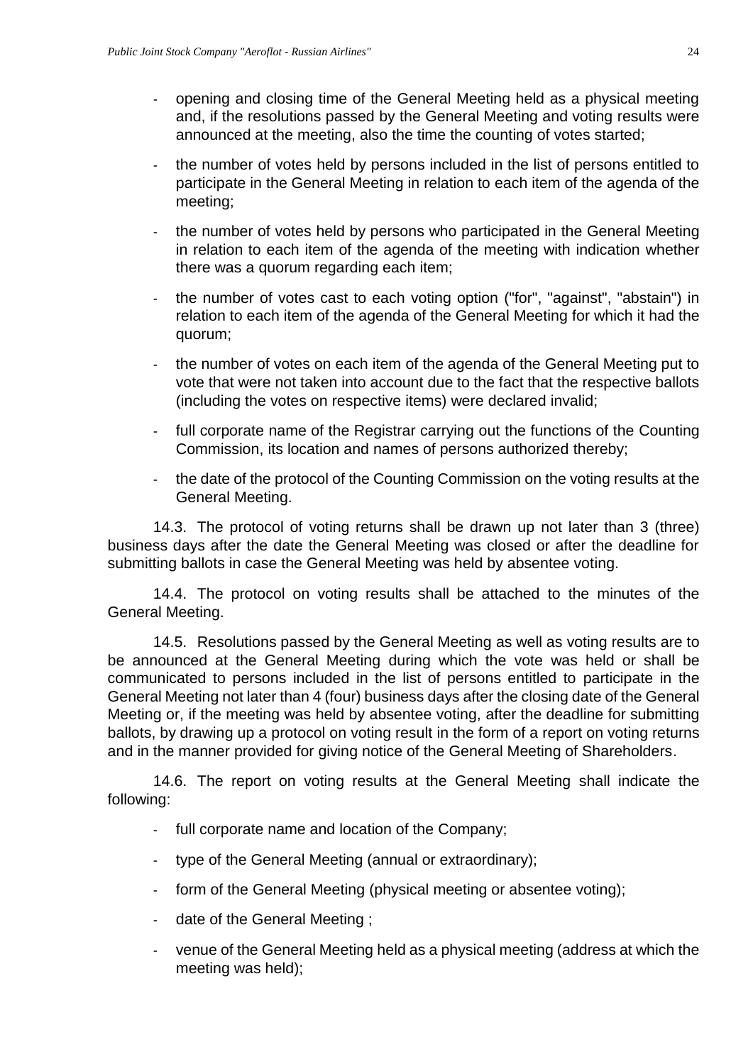- opening and closing time of the General Meeting held as a physical meeting and, if the resolutions passed by the General Meeting and voting results were announced at the meeting, also the time the counting of votes started;
- the number of votes held by persons included in the list of persons entitled to participate in the General Meeting in relation to each item of the agenda of the meeting;
- the number of votes held by persons who participated in the General Meeting in relation to each item of the agenda of the meeting with indication whether there was a quorum regarding each item;
- the number of votes cast to each voting option ("for", "against", "abstain") in relation to each item of the agenda of the General Meeting for which it had the quorum;
- the number of votes on each item of the agenda of the General Meeting put to vote that were not taken into account due to the fact that the respective ballots (including the votes on respective items) were declared invalid;
- full corporate name of the Registrar carrying out the functions of the Counting Commission, its location and names of persons authorized thereby;
- the date of the protocol of the Counting Commission on the voting results at the General Meeting.

14.3. The protocol of voting returns shall be drawn up not later than 3 (three) business days after the date the General Meeting was closed or after the deadline for submitting ballots in case the General Meeting was held by absentee voting.

14.4. The protocol on voting results shall be attached to the minutes of the General Meeting.

14.5. Resolutions passed by the General Meeting as well as voting results are to be announced at the General Meeting during which the vote was held or shall be communicated to persons included in the list of persons entitled to participate in the General Meeting not later than 4 (four) business days after the closing date of the General Meeting or, if the meeting was held by absentee voting, after the deadline for submitting ballots, by drawing up a protocol on voting result in the form of a report on voting returns and in the manner provided for giving notice of the General Meeting of Shareholders.

14.6. The report on voting results at the General Meeting shall indicate the following:

- full corporate name and location of the Company;
- type of the General Meeting (annual or extraordinary);
- form of the General Meeting (physical meeting or absentee voting);
- date of the General Meeting ;
- venue of the General Meeting held as a physical meeting (address at which the meeting was held);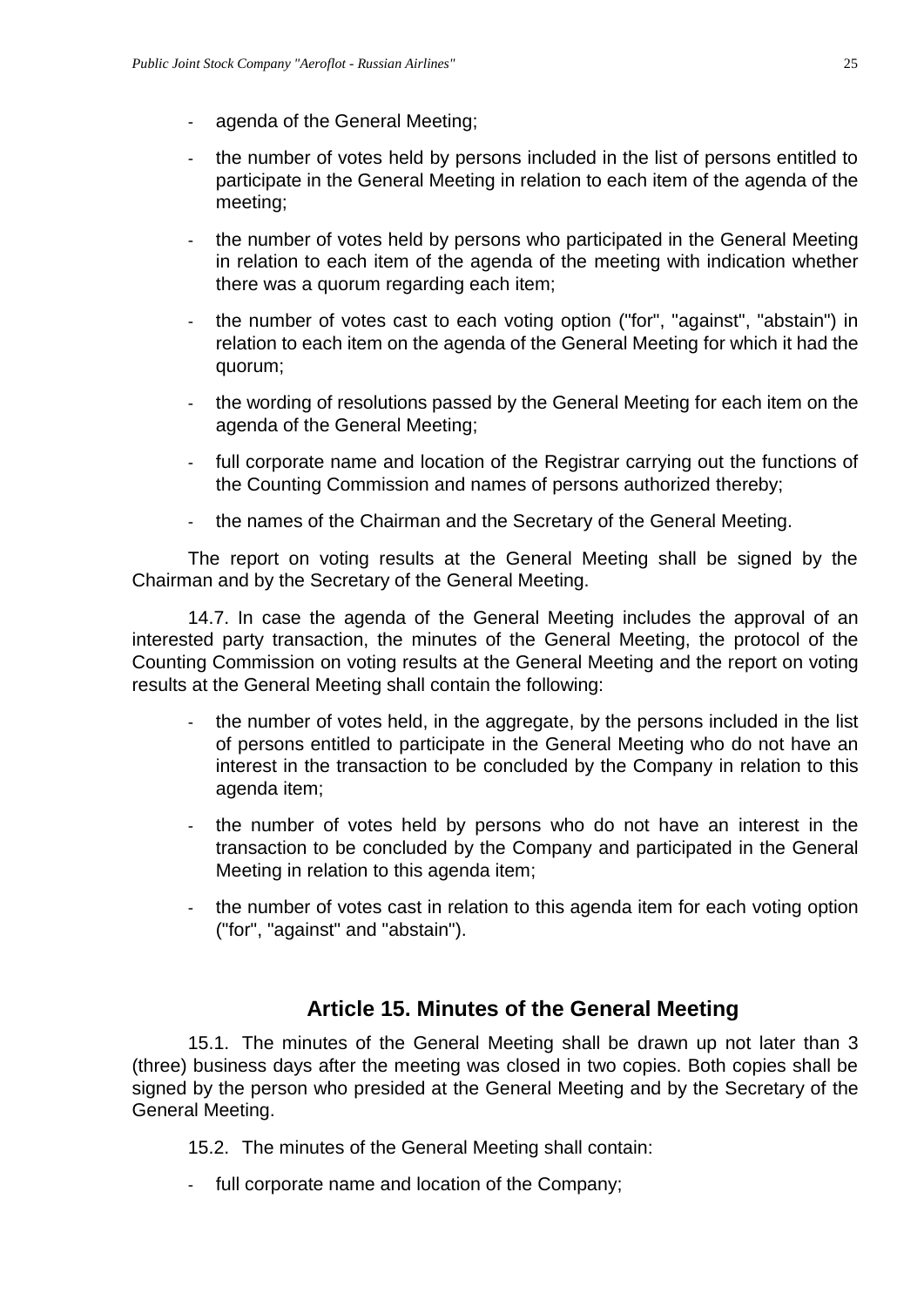- agenda of the General Meeting;
- the number of votes held by persons included in the list of persons entitled to participate in the General Meeting in relation to each item of the agenda of the meeting;
- the number of votes held by persons who participated in the General Meeting in relation to each item of the agenda of the meeting with indication whether there was a quorum regarding each item;
- the number of votes cast to each voting option ("for", "against", "abstain") in relation to each item on the agenda of the General Meeting for which it had the quorum;
- the wording of resolutions passed by the General Meeting for each item on the agenda of the General Meeting;
- full corporate name and location of the Registrar carrying out the functions of the Counting Commission and names of persons authorized thereby;
- the names of the Chairman and the Secretary of the General Meeting.

The report on voting results at the General Meeting shall be signed by the Chairman and by the Secretary of the General Meeting.

14.7. In case the agenda of the General Meeting includes the approval of an interested party transaction, the minutes of the General Meeting, the protocol of the Counting Commission on voting results at the General Meeting and the report on voting results at the General Meeting shall contain the following:

- the number of votes held, in the aggregate, by the persons included in the list of persons entitled to participate in the General Meeting who do not have an interest in the transaction to be concluded by the Company in relation to this agenda item;
- the number of votes held by persons who do not have an interest in the transaction to be concluded by the Company and participated in the General Meeting in relation to this agenda item;
- the number of votes cast in relation to this agenda item for each voting option ("for", "against" and "abstain").

## Article 15. Minutes of the General Meeting

15.1. The minutes of the General Meeting shall be drawn up not later than 3 (three) business days after the meeting was closed in two copies. Both copies shall be signed by the person who presided at the General Meeting and by the Secretary of the General Meeting.

15.2. The minutes of the General Meeting shall contain:

- full corporate name and location of the Company;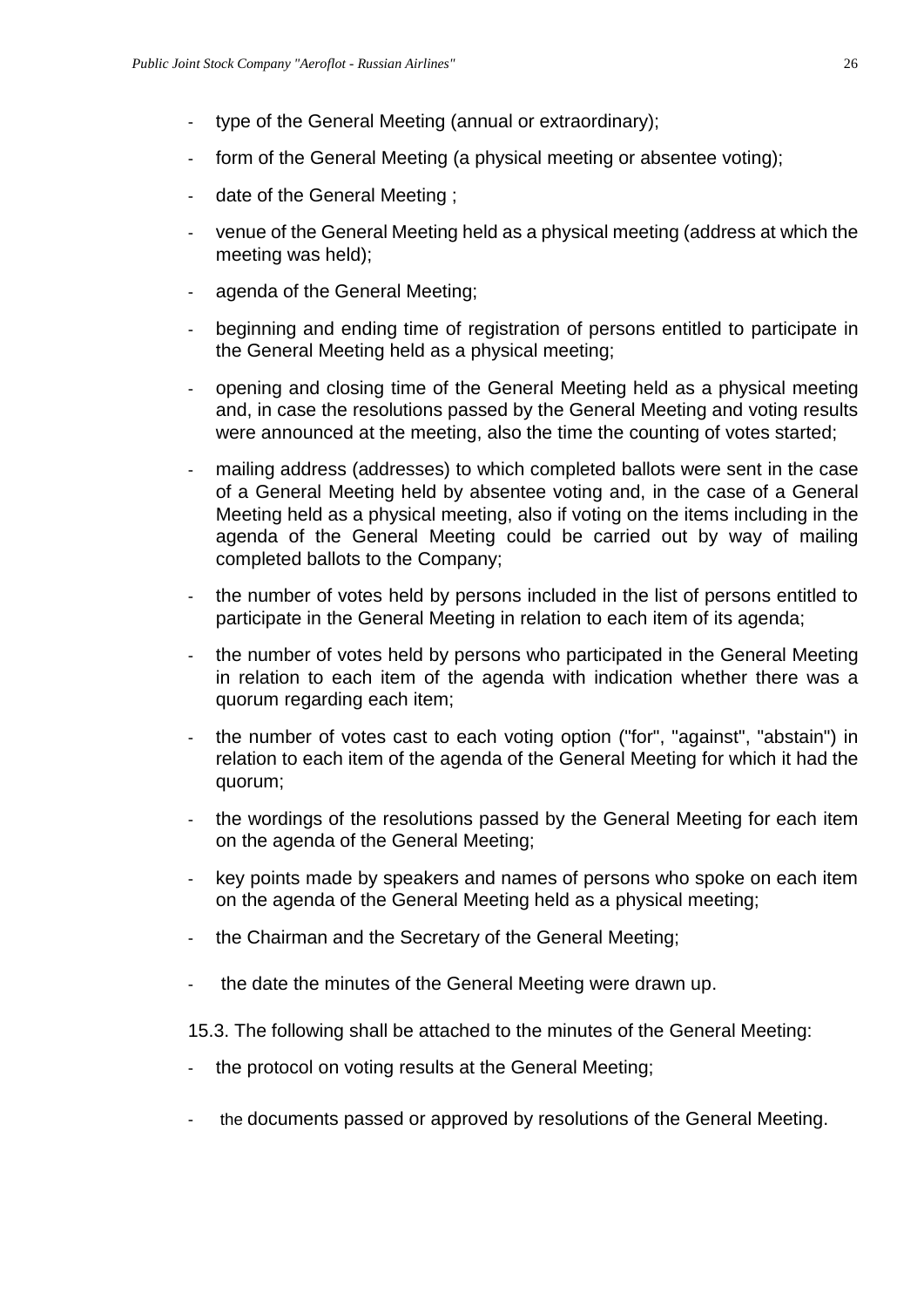- type of the General Meeting (annual or extraordinary);
- form of the General Meeting (a physical meeting or absentee voting);
- date of the General Meeting ;
- venue of the General Meeting held as a physical meeting (address at which the meeting was held);
- agenda of the General Meeting;
- beginning and ending time of registration of persons entitled to participate in the General Meeting held as a physical meeting;
- opening and closing time of the General Meeting held as a physical meeting and, in case the resolutions passed by the General Meeting and voting results were announced at the meeting, also the time the counting of votes started;
- mailing address (addresses) to which completed ballots were sent in the case of a General Meeting held by absentee voting and, in the case of a General Meeting held as a physical meeting, also if voting on the items including in the agenda of the General Meeting could be carried out by way of mailing completed ballots to the Company;
- the number of votes held by persons included in the list of persons entitled to participate in the General Meeting in relation to each item of its agenda;
- the number of votes held by persons who participated in the General Meeting in relation to each item of the agenda with indication whether there was a quorum regarding each item;
- the number of votes cast to each voting option ("for", "against", "abstain") in relation to each item of the agenda of the General Meeting for which it had the quorum;
- the wordings of the resolutions passed by the General Meeting for each item on the agenda of the General Meeting;
- key points made by speakers and names of persons who spoke on each item on the agenda of the General Meeting held as a physical meeting;
- the Chairman and the Secretary of the General Meeting;
- the date the minutes of the General Meeting were drawn up.

15.3. The following shall be attached to the minutes of the General Meeting:

- the protocol on voting results at the General Meeting;
- the documents passed or approved by resolutions of the General Meeting.